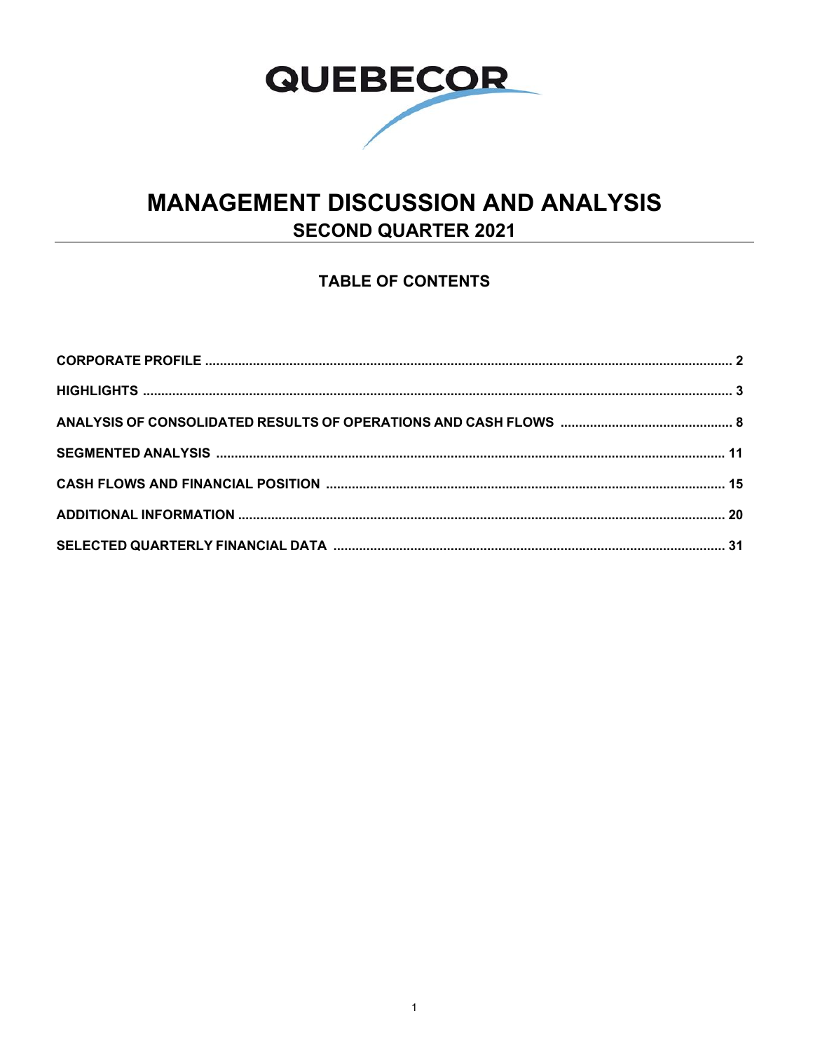QUEBECOR

# MANAGEMENT DISCUSSION AND ANALYSIS

## SECOND QUARTER 2021

### TABLE OF CONTENTS

| | |
|---|---|
| **CORPORATE PROFILE** | **2** |
| **HIGHLIGHTS** | **3** |
| **ANALYSIS OF CONSOLIDATED RESULTS OF OPERATIONS AND CASH FLOWS** | **8** |
| **SEGMENTED ANALYSIS** | **11** |
| **CASH FLOWS AND FINANCIAL POSITION** | **15** |
| **ADDITIONAL INFORMATION** | **20** |
| **SELECTED QUARTERLY FINANCIAL DATA** | **31** |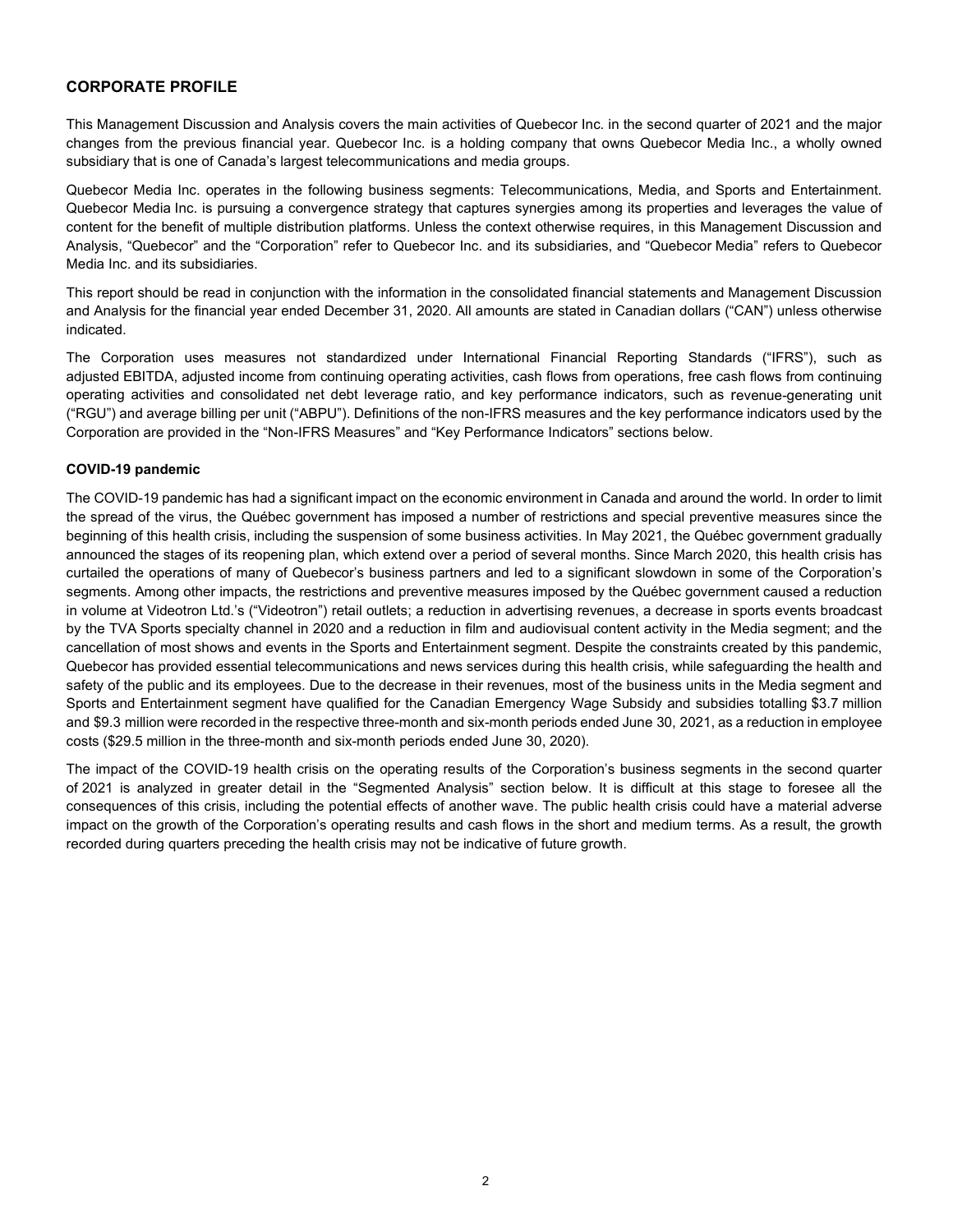## CORPORATE PROFILE

This Management Discussion and Analysis covers the main activities of Quebecor Inc. in the second quarter of 2021 and the major changes from the previous financial year. Quebecor Inc. is a holding company that owns Quebecor Media Inc., a wholly owned subsidiary that is one of Canada's largest telecommunications and media groups.

Quebecor Media Inc. operates in the following business segments: Telecommunications, Media, and Sports and Entertainment. Quebecor Media Inc. is pursuing a convergence strategy that captures synergies among its properties and leverages the value of content for the benefit of multiple distribution platforms. Unless the context otherwise requires, in this Management Discussion and Analysis, "Quebecor" and the "Corporation" refer to Quebecor Inc. and its subsidiaries, and "Quebecor Media" refers to Quebecor Media Inc. and its subsidiaries.

This report should be read in conjunction with the information in the consolidated financial statements and Management Discussion and Analysis for the financial year ended December 31, 2020. All amounts are stated in Canadian dollars ("CAN") unless otherwise indicated.

The Corporation uses measures not standardized under International Financial Reporting Standards ("IFRS"), such as adjusted EBITDA, adjusted income from continuing operating activities, cash flows from operations, free cash flows from continuing operating activities and consolidated net debt leverage ratio, and key performance indicators, such as revenue-generating unit ("RGU") and average billing per unit ("ABPU"). Definitions of the non-IFRS measures and the key performance indicators used by the Corporation are provided in the "Non-IFRS Measures" and "Key Performance Indicators" sections below.

### COVID-19 pandemic

The COVID-19 pandemic has had a significant impact on the economic environment in Canada and around the world. In order to limit the spread of the virus, the Québec government has imposed a number of restrictions and special preventive measures since the beginning of this health crisis, including the suspension of some business activities. In May 2021, the Québec government gradually announced the stages of its reopening plan, which extend over a period of several months. Since March 2020, this health crisis has curtailed the operations of many of Quebecor's business partners and led to a significant slowdown in some of the Corporation's segments. Among other impacts, the restrictions and preventive measures imposed by the Québec government caused a reduction in volume at Videotron Ltd.'s ("Videotron") retail outlets; a reduction in advertising revenues, a decrease in sports events broadcast by the TVA Sports specialty channel in 2020 and a reduction in film and audiovisual content activity in the Media segment; and the cancellation of most shows and events in the Sports and Entertainment segment. Despite the constraints created by this pandemic, Quebecor has provided essential telecommunications and news services during this health crisis, while safeguarding the health and safety of the public and its employees. Due to the decrease in their revenues, most of the business units in the Media segment and Sports and Entertainment segment have qualified for the Canadian Emergency Wage Subsidy and subsidies totalling $3.7 million and $9.3 million were recorded in the respective three-month and six-month periods ended June 30, 2021, as a reduction in employee costs ($29.5 million in the three-month and six-month periods ended June 30, 2020).

The impact of the COVID-19 health crisis on the operating results of the Corporation's business segments in the second quarter of 2021 is analyzed in greater detail in the "Segmented Analysis" section below. It is difficult at this stage to foresee all the consequences of this crisis, including the potential effects of another wave. The public health crisis could have a material adverse impact on the growth of the Corporation's operating results and cash flows in the short and medium terms. As a result, the growth recorded during quarters preceding the health crisis may not be indicative of future growth.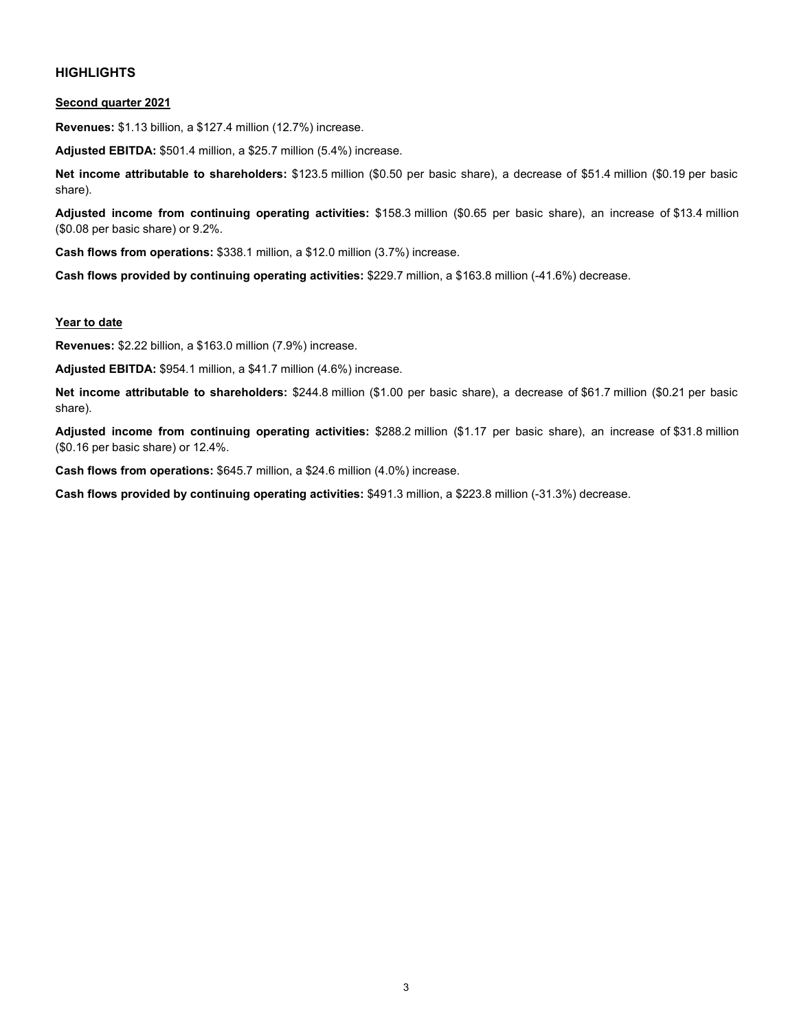## HIGHLIGHTS

### Second quarter 2021

**Revenues:** $1.13 billion, a $127.4 million (12.7%) increase.

**Adjusted EBITDA:** $501.4 million, a $25.7 million (5.4%) increase.

**Net income attributable to shareholders:** $123.5 million ($0.50 per basic share), a decrease of $51.4 million ($0.19 per basic share).

**Adjusted income from continuing operating activities:** $158.3 million ($0.65 per basic share), an increase of $13.4 million ($0.08 per basic share) or 9.2%.

**Cash flows from operations:** $338.1 million, a $12.0 million (3.7%) increase.

**Cash flows provided by continuing operating activities:** $229.7 million, a $163.8 million (-41.6%) decrease.

### Year to date

**Revenues:** $2.22 billion, a $163.0 million (7.9%) increase.

**Adjusted EBITDA:** $954.1 million, a $41.7 million (4.6%) increase.

**Net income attributable to shareholders:** $244.8 million ($1.00 per basic share), a decrease of $61.7 million ($0.21 per basic share).

**Adjusted income from continuing operating activities:** $288.2 million ($1.17 per basic share), an increase of $31.8 million ($0.16 per basic share) or 12.4%.

**Cash flows from operations:** $645.7 million, a $24.6 million (4.0%) increase.

**Cash flows provided by continuing operating activities:** $491.3 million, a $223.8 million (-31.3%) decrease.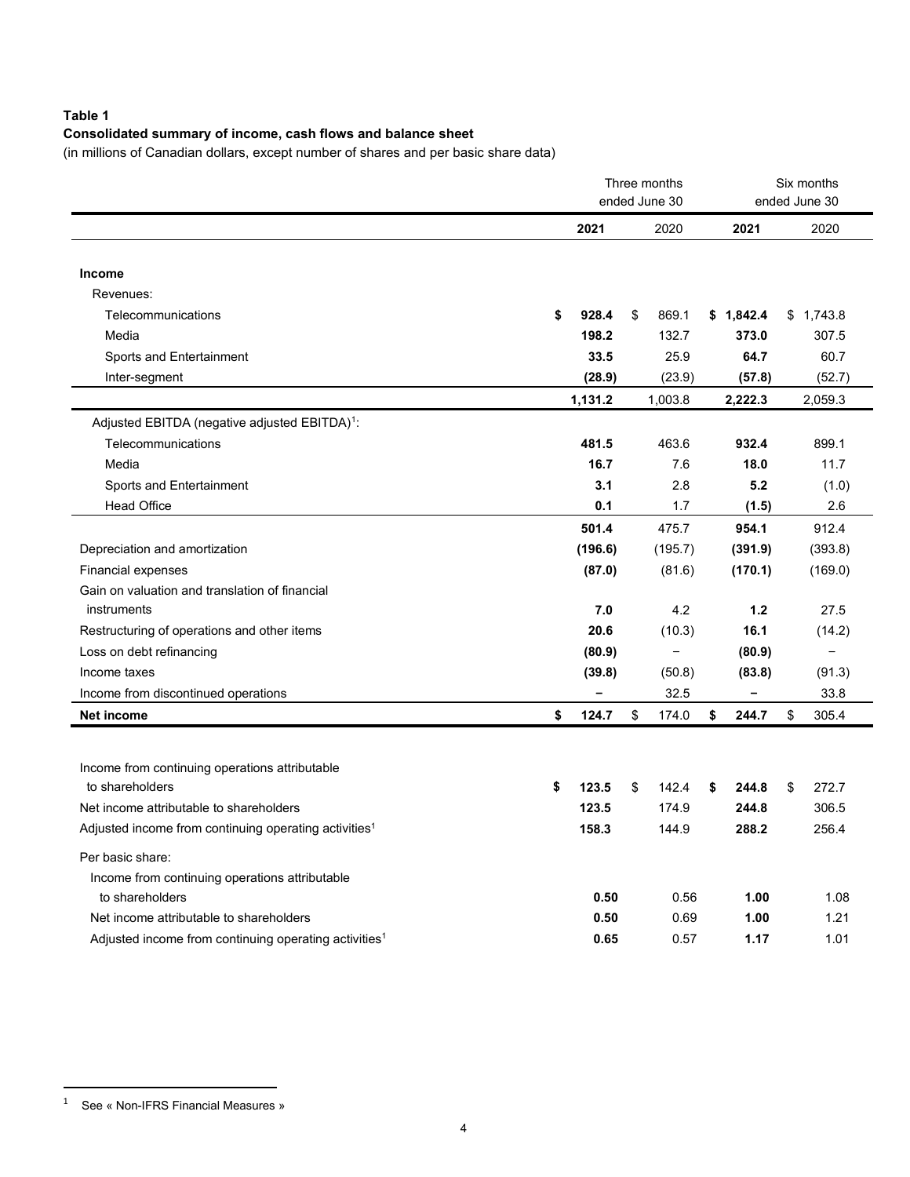**Table 1**

**Consolidated summary of income, cash flows and balance sheet**

(in millions of Canadian dollars, except number of shares and per basic share data)

| | Three months ended June 30 | | Six months ended June 30 | |
|---|---|---|---|---|
| | **2021** | 2020 | **2021** | 2020 |
| **Income** | | | | |
| Revenues: | | | | |
| Telecommunications | **$ 928.4** | $ 869.1 | **$ 1,842.4** | $ 1,743.8 |
| Media | **198.2** | 132.7 | **373.0** | 307.5 |
| Sports and Entertainment | **33.5** | 25.9 | **64.7** | 60.7 |
| Inter-segment | **(28.9)** | (23.9) | **(57.8)** | (52.7) |
| | **1,131.2** | 1,003.8 | **2,222.3** | 2,059.3 |
| Adjusted EBITDA (negative adjusted EBITDA)[1]: | | | | |
| Telecommunications | **481.5** | 463.6 | **932.4** | 899.1 |
| Media | **16.7** | 7.6 | **18.0** | 11.7 |
| Sports and Entertainment | **3.1** | 2.8 | **5.2** | (1.0) |
| Head Office | **0.1** | 1.7 | **(1.5)** | 2.6 |
| | **501.4** | 475.7 | **954.1** | 912.4 |
| Depreciation and amortization | **(196.6)** | (195.7) | **(391.9)** | (393.8) |
| Financial expenses | **(87.0)** | (81.6) | **(170.1)** | (169.0) |
| Gain on valuation and translation of financial instruments | **7.0** | 4.2 | **1.2** | 27.5 |
| Restructuring of operations and other items | **20.6** | (10.3) | **16.1** | (14.2) |
| Loss on debt refinancing | **(80.9)** | – | **(80.9)** | – |
| Income taxes | **(39.8)** | (50.8) | **(83.8)** | (91.3) |
| Income from discontinued operations | **–** | 32.5 | **–** | 33.8 |
| **Net income** | **$ 124.7** | $ 174.0 | **$ 244.7** | $ 305.4 |
| | | | | |
| Income from continuing operations attributable to shareholders | **$ 123.5** | $ 142.4 | **$ 244.8** | $ 272.7 |
| Net income attributable to shareholders | **123.5** | 174.9 | **244.8** | 306.5 |
| Adjusted income from continuing operating activities[1] | **158.3** | 144.9 | **288.2** | 256.4 |
| Per basic share: | | | | |
| Income from continuing operations attributable to shareholders | **0.50** | 0.56 | **1.00** | 1.08 |
| Net income attributable to shareholders | **0.50** | 0.69 | **1.00** | 1.21 |
| Adjusted income from continuing operating activities[1] | **0.65** | 0.57 | **1.17** | 1.01 |

[1] See « Non-IFRS Financial Measures »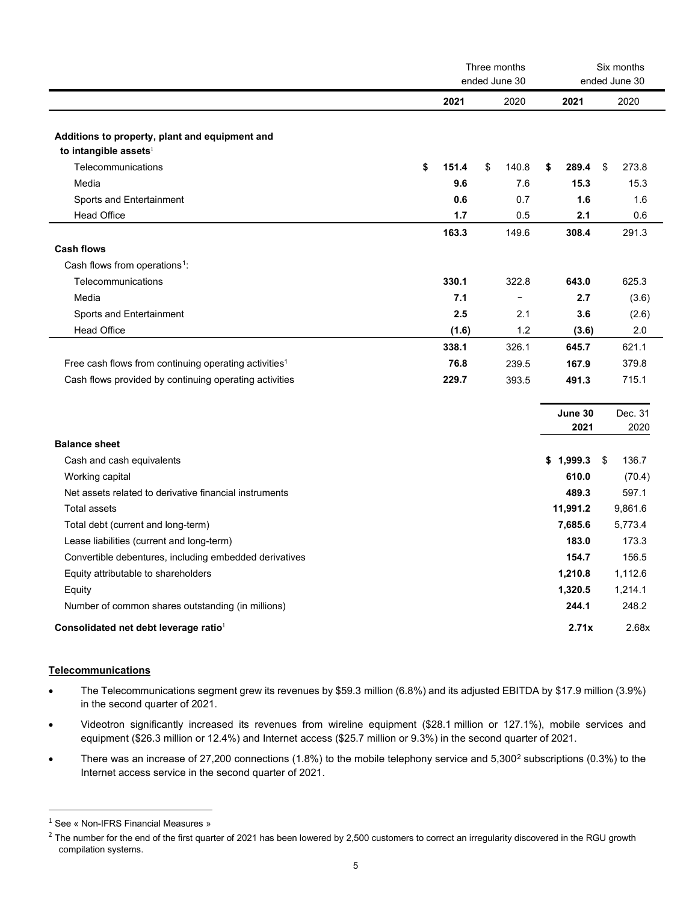| | Three months ended June 30 | | Six months ended June 30 | |
|---|---|---|---|---|
| | **2021** | 2020 | **2021** | 2020 |
| **Additions to property, plant and equipment and to intangible assets**[1] | | | | |
| Telecommunications | **$ 151.4** | $ 140.8 | **$ 289.4** | $ 273.8 |
| Media | **9.6** | 7.6 | **15.3** | 15.3 |
| Sports and Entertainment | **0.6** | 0.7 | **1.6** | 1.6 |
| Head Office | **1.7** | 0.5 | **2.1** | 0.6 |
| | **163.3** | 149.6 | **308.4** | 291.3 |
| **Cash flows** | | | | |
| Cash flows from operations[1]: | | | | |
| Telecommunications | **330.1** | 322.8 | **643.0** | 625.3 |
| Media | **7.1** | – | **2.7** | (3.6) |
| Sports and Entertainment | **2.5** | 2.1 | **3.6** | (2.6) |
| Head Office | **(1.6)** | 1.2 | **(3.6)** | 2.0 |
| | **338.1** | 326.1 | **645.7** | 621.1 |
| Free cash flows from continuing operating activities[1] | **76.8** | 239.5 | **167.9** | 379.8 |
| Cash flows provided by continuing operating activities | **229.7** | 393.5 | **491.3** | 715.1 |

| | June 30 2021 | Dec. 31 2020 |
|---|---|---|
| **Balance sheet** | | |
| Cash and cash equivalents | **$ 1,999.3** | $ 136.7 |
| Working capital | **610.0** | (70.4) |
| Net assets related to derivative financial instruments | **489.3** | 597.1 |
| Total assets | **11,991.2** | 9,861.6 |
| Total debt (current and long-term) | **7,685.6** | 5,773.4 |
| Lease liabilities (current and long-term) | **183.0** | 173.3 |
| Convertible debentures, including embedded derivatives | **154.7** | 156.5 |
| Equity attributable to shareholders | **1,210.8** | 1,112.6 |
| Equity | **1,320.5** | 1,214.1 |
| Number of common shares outstanding (in millions) | **244.1** | 248.2 |
| **Consolidated net debt leverage ratio**[1] | **2.71x** | 2.68x |

## Telecommunications

- The Telecommunications segment grew its revenues by $59.3 million (6.8%) and its adjusted EBITDA by $17.9 million (3.9%) in the second quarter of 2021.
- Videotron significantly increased its revenues from wireline equipment ($28.1 million or 127.1%), mobile services and equipment ($26.3 million or 12.4%) and Internet access ($25.7 million or 9.3%) in the second quarter of 2021.
- There was an increase of 27,200 connections (1.8%) to the mobile telephony service and 5,300[2] subscriptions (0.3%) to the Internet access service in the second quarter of 2021.

[1] See « Non-IFRS Financial Measures »

[2] The number for the end of the first quarter of 2021 has been lowered by 2,500 customers to correct an irregularity discovered in the RGU growth compilation systems.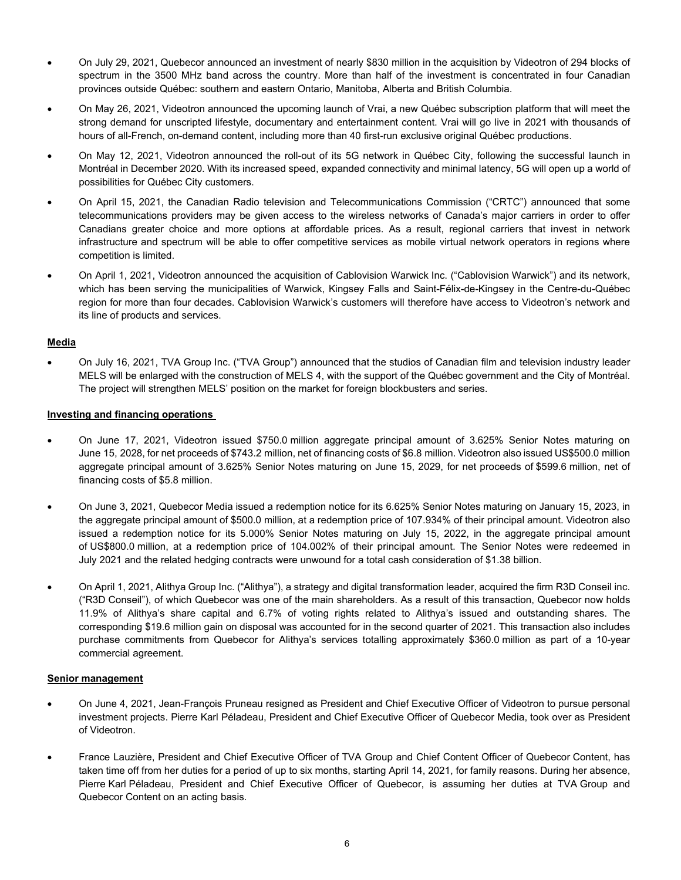- On July 29, 2021, Quebecor announced an investment of nearly $830 million in the acquisition by Videotron of 294 blocks of spectrum in the 3500 MHz band across the country. More than half of the investment is concentrated in four Canadian provinces outside Québec: southern and eastern Ontario, Manitoba, Alberta and British Columbia.
- On May 26, 2021, Videotron announced the upcoming launch of Vrai, a new Québec subscription platform that will meet the strong demand for unscripted lifestyle, documentary and entertainment content. Vrai will go live in 2021 with thousands of hours of all-French, on-demand content, including more than 40 first-run exclusive original Québec productions.
- On May 12, 2021, Videotron announced the roll-out of its 5G network in Québec City, following the successful launch in Montréal in December 2020. With its increased speed, expanded connectivity and minimal latency, 5G will open up a world of possibilities for Québec City customers.
- On April 15, 2021, the Canadian Radio television and Telecommunications Commission ("CRTC") announced that some telecommunications providers may be given access to the wireless networks of Canada's major carriers in order to offer Canadians greater choice and more options at affordable prices. As a result, regional carriers that invest in network infrastructure and spectrum will be able to offer competitive services as mobile virtual network operators in regions where competition is limited.
- On April 1, 2021, Videotron announced the acquisition of Cablovision Warwick Inc. ("Cablovision Warwick") and its network, which has been serving the municipalities of Warwick, Kingsey Falls and Saint-Félix-de-Kingsey in the Centre-du-Québec region for more than four decades. Cablovision Warwick's customers will therefore have access to Videotron's network and its line of products and services.

**Media**

- On July 16, 2021, TVA Group Inc. ("TVA Group") announced that the studios of Canadian film and television industry leader MELS will be enlarged with the construction of MELS 4, with the support of the Québec government and the City of Montréal. The project will strengthen MELS' position on the market for foreign blockbusters and series.

**Investing and financing operations**

- On June 17, 2021, Videotron issued $750.0 million aggregate principal amount of 3.625% Senior Notes maturing on June 15, 2028, for net proceeds of $743.2 million, net of financing costs of $6.8 million. Videotron also issued US$500.0 million aggregate principal amount of 3.625% Senior Notes maturing on June 15, 2029, for net proceeds of $599.6 million, net of financing costs of $5.8 million.
- On June 3, 2021, Quebecor Media issued a redemption notice for its 6.625% Senior Notes maturing on January 15, 2023, in the aggregate principal amount of $500.0 million, at a redemption price of 107.934% of their principal amount. Videotron also issued a redemption notice for its 5.000% Senior Notes maturing on July 15, 2022, in the aggregate principal amount of US$800.0 million, at a redemption price of 104.002% of their principal amount. The Senior Notes were redeemed in July 2021 and the related hedging contracts were unwound for a total cash consideration of $1.38 billion.
- On April 1, 2021, Alithya Group Inc. ("Alithya"), a strategy and digital transformation leader, acquired the firm R3D Conseil inc. ("R3D Conseil"), of which Quebecor was one of the main shareholders. As a result of this transaction, Quebecor now holds 11.9% of Alithya's share capital and 6.7% of voting rights related to Alithya's issued and outstanding shares. The corresponding $19.6 million gain on disposal was accounted for in the second quarter of 2021. This transaction also includes purchase commitments from Quebecor for Alithya's services totalling approximately $360.0 million as part of a 10-year commercial agreement.

**Senior management**

- On June 4, 2021, Jean-François Pruneau resigned as President and Chief Executive Officer of Videotron to pursue personal investment projects. Pierre Karl Péladeau, President and Chief Executive Officer of Quebecor Media, took over as President of Videotron.
- France Lauzière, President and Chief Executive Officer of TVA Group and Chief Content Officer of Quebecor Content, has taken time off from her duties for a period of up to six months, starting April 14, 2021, for family reasons. During her absence, Pierre Karl Péladeau, President and Chief Executive Officer of Quebecor, is assuming her duties at TVA Group and Quebecor Content on an acting basis.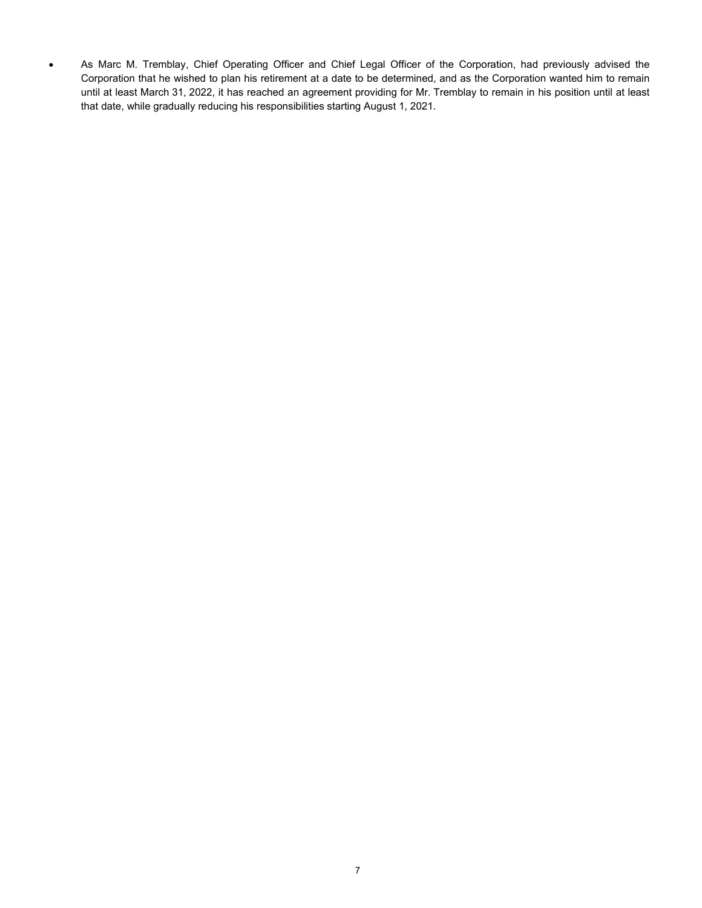- As Marc M. Tremblay, Chief Operating Officer and Chief Legal Officer of the Corporation, had previously advised the Corporation that he wished to plan his retirement at a date to be determined, and as the Corporation wanted him to remain until at least March 31, 2022, it has reached an agreement providing for Mr. Tremblay to remain in his position until at least that date, while gradually reducing his responsibilities starting August 1, 2021.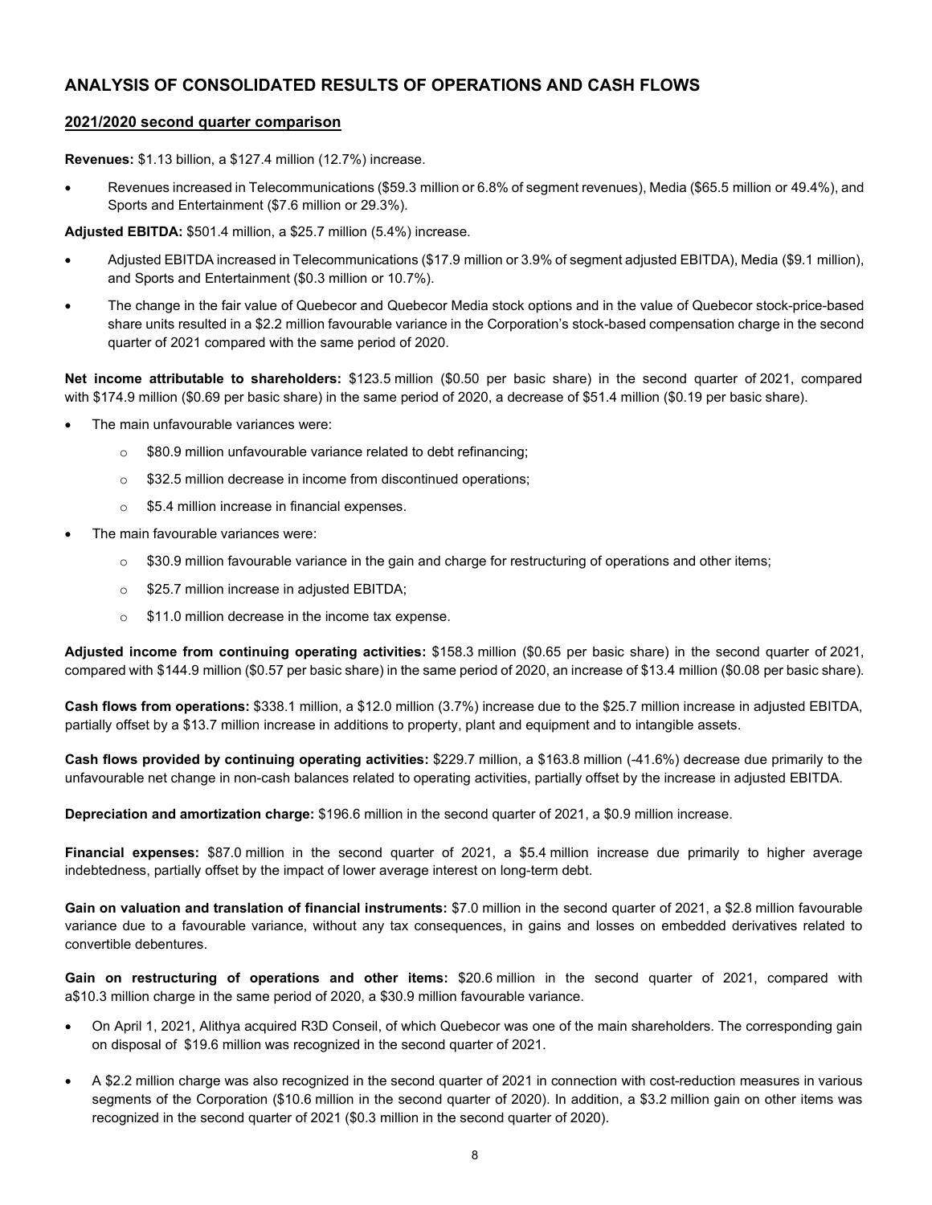## ANALYSIS OF CONSOLIDATED RESULTS OF OPERATIONS AND CASH FLOWS

### 2021/2020 second quarter comparison

**Revenues:** $1.13 billion, a $127.4 million (12.7%) increase.

- Revenues increased in Telecommunications ($59.3 million or 6.8% of segment revenues), Media ($65.5 million or 49.4%), and Sports and Entertainment ($7.6 million or 29.3%).

**Adjusted EBITDA:** $501.4 million, a $25.7 million (5.4%) increase.

- Adjusted EBITDA increased in Telecommunications ($17.9 million or 3.9% of segment adjusted EBITDA), Media ($9.1 million), and Sports and Entertainment ($0.3 million or 10.7%).
- The change in the fair value of Quebecor and Quebecor Media stock options and in the value of Quebecor stock-price-based share units resulted in a $2.2 million favourable variance in the Corporation's stock-based compensation charge in the second quarter of 2021 compared with the same period of 2020.

**Net income attributable to shareholders:** $123.5 million ($0.50 per basic share) in the second quarter of 2021, compared with $174.9 million ($0.69 per basic share) in the same period of 2020, a decrease of $51.4 million ($0.19 per basic share).

- The main unfavourable variances were:
  - $80.9 million unfavourable variance related to debt refinancing;
  - $32.5 million decrease in income from discontinued operations;
  - $5.4 million increase in financial expenses.
- The main favourable variances were:
  - $30.9 million favourable variance in the gain and charge for restructuring of operations and other items;
  - $25.7 million increase in adjusted EBITDA;
  - $11.0 million decrease in the income tax expense.

**Adjusted income from continuing operating activities:** $158.3 million ($0.65 per basic share) in the second quarter of 2021, compared with $144.9 million ($0.57 per basic share) in the same period of 2020, an increase of $13.4 million ($0.08 per basic share).

**Cash flows from operations:** $338.1 million, a $12.0 million (3.7%) increase due to the $25.7 million increase in adjusted EBITDA, partially offset by a $13.7 million increase in additions to property, plant and equipment and to intangible assets.

**Cash flows provided by continuing operating activities:** $229.7 million, a $163.8 million (-41.6%) decrease due primarily to the unfavourable net change in non-cash balances related to operating activities, partially offset by the increase in adjusted EBITDA.

**Depreciation and amortization charge:** $196.6 million in the second quarter of 2021, a $0.9 million increase.

**Financial expenses:** $87.0 million in the second quarter of 2021, a $5.4 million increase due primarily to higher average indebtedness, partially offset by the impact of lower average interest on long-term debt.

**Gain on valuation and translation of financial instruments:** $7.0 million in the second quarter of 2021, a $2.8 million favourable variance due to a favourable variance, without any tax consequences, in gains and losses on embedded derivatives related to convertible debentures.

**Gain on restructuring of operations and other items:** $20.6 million in the second quarter of 2021, compared with a$10.3 million charge in the same period of 2020, a $30.9 million favourable variance.

- On April 1, 2021, Alithya acquired R3D Conseil, of which Quebecor was one of the main shareholders. The corresponding gain on disposal of $19.6 million was recognized in the second quarter of 2021.
- A $2.2 million charge was also recognized in the second quarter of 2021 in connection with cost-reduction measures in various segments of the Corporation ($10.6 million in the second quarter of 2020). In addition, a $3.2 million gain on other items was recognized in the second quarter of 2021 ($0.3 million in the second quarter of 2020).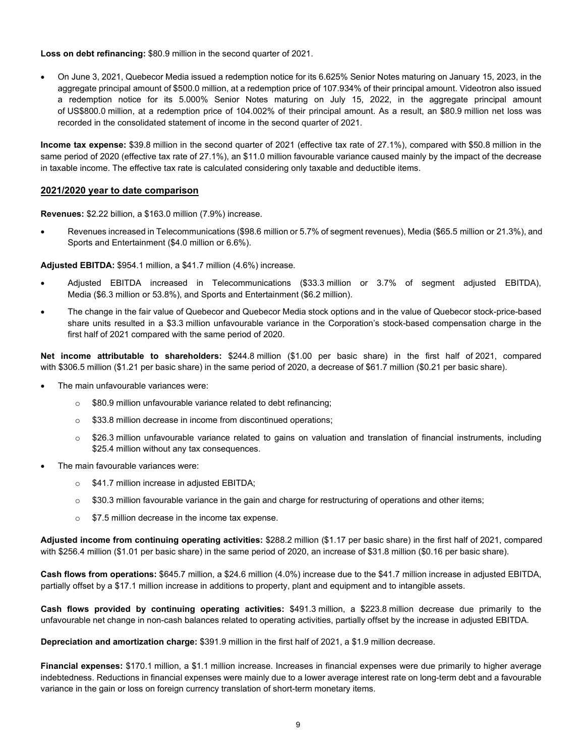**Loss on debt refinancing:** $80.9 million in the second quarter of 2021.

- On June 3, 2021, Quebecor Media issued a redemption notice for its 6.625% Senior Notes maturing on January 15, 2023, in the aggregate principal amount of $500.0 million, at a redemption price of 107.934% of their principal amount. Videotron also issued a redemption notice for its 5.000% Senior Notes maturing on July 15, 2022, in the aggregate principal amount of US$800.0 million, at a redemption price of 104.002% of their principal amount. As a result, an $80.9 million net loss was recorded in the consolidated statement of income in the second quarter of 2021.

**Income tax expense:** $39.8 million in the second quarter of 2021 (effective tax rate of 27.1%), compared with $50.8 million in the same period of 2020 (effective tax rate of 27.1%), an $11.0 million favourable variance caused mainly by the impact of the decrease in taxable income. The effective tax rate is calculated considering only taxable and deductible items.

## 2021/2020 year to date comparison

**Revenues:** $2.22 billion, a $163.0 million (7.9%) increase.

- Revenues increased in Telecommunications ($98.6 million or 5.7% of segment revenues), Media ($65.5 million or 21.3%), and Sports and Entertainment ($4.0 million or 6.6%).

**Adjusted EBITDA:** $954.1 million, a $41.7 million (4.6%) increase.

- Adjusted EBITDA increased in Telecommunications ($33.3 million or 3.7% of segment adjusted EBITDA), Media ($6.3 million or 53.8%), and Sports and Entertainment ($6.2 million).
- The change in the fair value of Quebecor and Quebecor Media stock options and in the value of Quebecor stock-price-based share units resulted in a $3.3 million unfavourable variance in the Corporation's stock-based compensation charge in the first half of 2021 compared with the same period of 2020.

**Net income attributable to shareholders:** $244.8 million ($1.00 per basic share) in the first half of 2021, compared with $306.5 million ($1.21 per basic share) in the same period of 2020, a decrease of $61.7 million ($0.21 per basic share).

- The main unfavourable variances were:
  - $80.9 million unfavourable variance related to debt refinancing;
  - $33.8 million decrease in income from discontinued operations;
  - $26.3 million unfavourable variance related to gains on valuation and translation of financial instruments, including $25.4 million without any tax consequences.
- The main favourable variances were:
  - $41.7 million increase in adjusted EBITDA;
  - $30.3 million favourable variance in the gain and charge for restructuring of operations and other items;
  - $7.5 million decrease in the income tax expense.

**Adjusted income from continuing operating activities:** $288.2 million ($1.17 per basic share) in the first half of 2021, compared with $256.4 million ($1.01 per basic share) in the same period of 2020, an increase of $31.8 million ($0.16 per basic share).

**Cash flows from operations:** $645.7 million, a $24.6 million (4.0%) increase due to the $41.7 million increase in adjusted EBITDA, partially offset by a $17.1 million increase in additions to property, plant and equipment and to intangible assets.

**Cash flows provided by continuing operating activities:** $491.3 million, a $223.8 million decrease due primarily to the unfavourable net change in non-cash balances related to operating activities, partially offset by the increase in adjusted EBITDA.

**Depreciation and amortization charge:** $391.9 million in the first half of 2021, a $1.9 million decrease.

**Financial expenses:** $170.1 million, a $1.1 million increase. Increases in financial expenses were due primarily to higher average indebtedness. Reductions in financial expenses were mainly due to a lower average interest rate on long-term debt and a favourable variance in the gain or loss on foreign currency translation of short-term monetary items.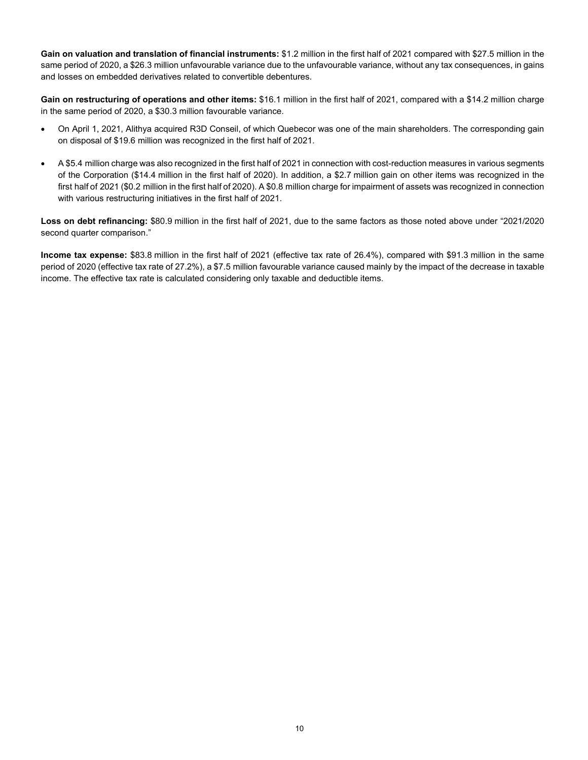**Gain on valuation and translation of financial instruments:** $1.2 million in the first half of 2021 compared with $27.5 million in the same period of 2020, a $26.3 million unfavourable variance due to the unfavourable variance, without any tax consequences, in gains and losses on embedded derivatives related to convertible debentures.

**Gain on restructuring of operations and other items:** $16.1 million in the first half of 2021, compared with a $14.2 million charge in the same period of 2020, a $30.3 million favourable variance.

- On April 1, 2021, Alithya acquired R3D Conseil, of which Quebecor was one of the main shareholders. The corresponding gain on disposal of $19.6 million was recognized in the first half of 2021.
- A $5.4 million charge was also recognized in the first half of 2021 in connection with cost-reduction measures in various segments of the Corporation ($14.4 million in the first half of 2020). In addition, a $2.7 million gain on other items was recognized in the first half of 2021 ($0.2 million in the first half of 2020). A $0.8 million charge for impairment of assets was recognized in connection with various restructuring initiatives in the first half of 2021.

**Loss on debt refinancing:** $80.9 million in the first half of 2021, due to the same factors as those noted above under "2021/2020 second quarter comparison."

**Income tax expense:** $83.8 million in the first half of 2021 (effective tax rate of 26.4%), compared with $91.3 million in the same period of 2020 (effective tax rate of 27.2%), a $7.5 million favourable variance caused mainly by the impact of the decrease in taxable income. The effective tax rate is calculated considering only taxable and deductible items.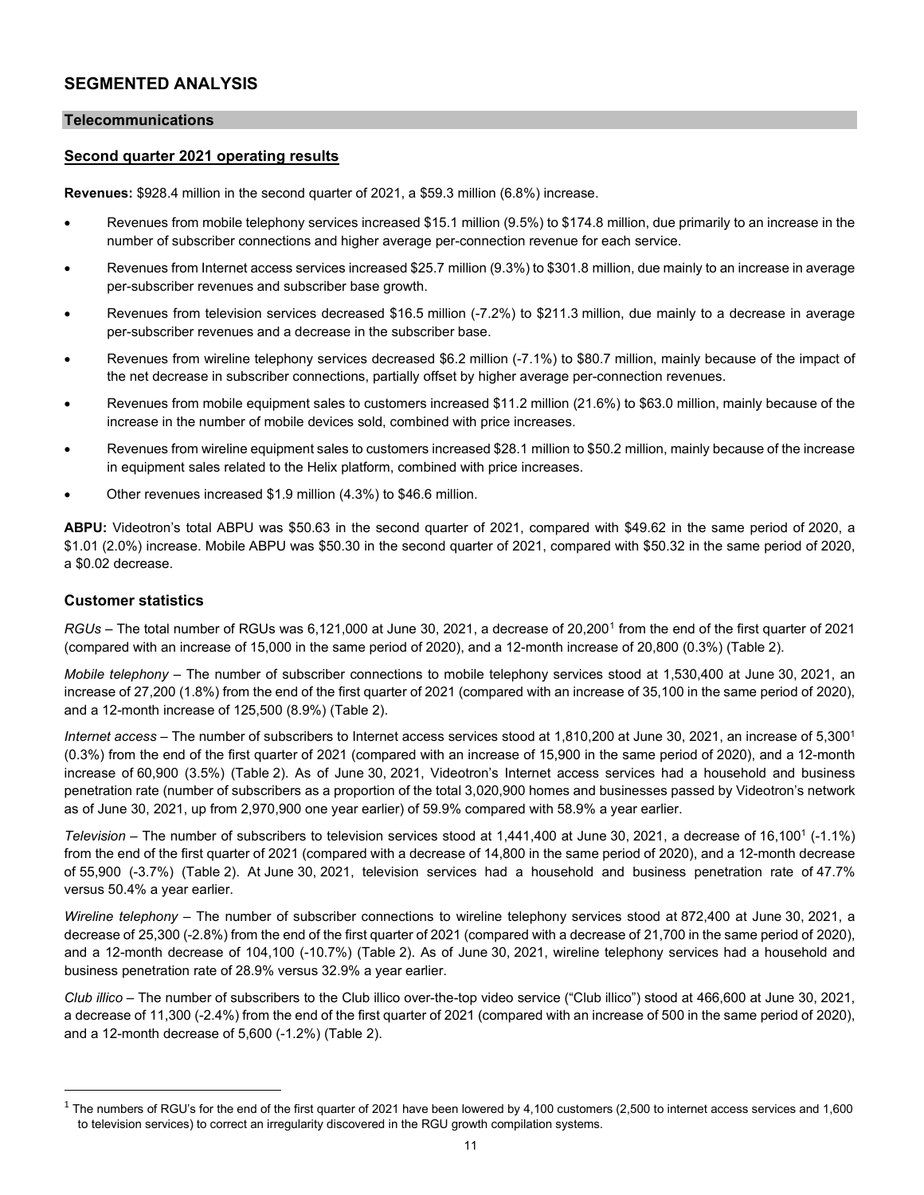## SEGMENTED ANALYSIS

### Telecommunications

#### Second quarter 2021 operating results

**Revenues:** $928.4 million in the second quarter of 2021, a $59.3 million (6.8%) increase.

- Revenues from mobile telephony services increased $15.1 million (9.5%) to $174.8 million, due primarily to an increase in the number of subscriber connections and higher average per-connection revenue for each service.
- Revenues from Internet access services increased $25.7 million (9.3%) to $301.8 million, due mainly to an increase in average per-subscriber revenues and subscriber base growth.
- Revenues from television services decreased $16.5 million (-7.2%) to $211.3 million, due mainly to a decrease in average per-subscriber revenues and a decrease in the subscriber base.
- Revenues from wireline telephony services decreased $6.2 million (-7.1%) to $80.7 million, mainly because of the impact of the net decrease in subscriber connections, partially offset by higher average per-connection revenues.
- Revenues from mobile equipment sales to customers increased $11.2 million (21.6%) to $63.0 million, mainly because of the increase in the number of mobile devices sold, combined with price increases.
- Revenues from wireline equipment sales to customers increased $28.1 million to $50.2 million, mainly because of the increase in equipment sales related to the Helix platform, combined with price increases.
- Other revenues increased $1.9 million (4.3%) to $46.6 million.

**ABPU:** Videotron's total ABPU was $50.63 in the second quarter of 2021, compared with $49.62 in the same period of 2020, a $1.01 (2.0%) increase. Mobile ABPU was $50.30 in the second quarter of 2021, compared with $50.32 in the same period of 2020, a $0.02 decrease.

#### Customer statistics

*RGUs* – The total number of RGUs was 6,121,000 at June 30, 2021, a decrease of 20,200[1] from the end of the first quarter of 2021 (compared with an increase of 15,000 in the same period of 2020), and a 12-month increase of 20,800 (0.3%) (Table 2).

*Mobile telephony* – The number of subscriber connections to mobile telephony services stood at 1,530,400 at June 30, 2021, an increase of 27,200 (1.8%) from the end of the first quarter of 2021 (compared with an increase of 35,100 in the same period of 2020), and a 12-month increase of 125,500 (8.9%) (Table 2).

*Internet access* – The number of subscribers to Internet access services stood at 1,810,200 at June 30, 2021, an increase of 5,300[1] (0.3%) from the end of the first quarter of 2021 (compared with an increase of 15,900 in the same period of 2020), and a 12-month increase of 60,900 (3.5%) (Table 2). As of June 30, 2021, Videotron's Internet access services had a household and business penetration rate (number of subscribers as a proportion of the total 3,020,900 homes and businesses passed by Videotron's network as of June 30, 2021, up from 2,970,900 one year earlier) of 59.9% compared with 58.9% a year earlier.

*Television* – The number of subscribers to television services stood at 1,441,400 at June 30, 2021, a decrease of 16,100[1] (-1.1%) from the end of the first quarter of 2021 (compared with a decrease of 14,800 in the same period of 2020), and a 12-month decrease of 55,900 (-3.7%) (Table 2). At June 30, 2021, television services had a household and business penetration rate of 47.7% versus 50.4% a year earlier.

*Wireline telephony* – The number of subscriber connections to wireline telephony services stood at 872,400 at June 30, 2021, a decrease of 25,300 (-2.8%) from the end of the first quarter of 2021 (compared with a decrease of 21,700 in the same period of 2020), and a 12-month decrease of 104,100 (-10.7%) (Table 2). As of June 30, 2021, wireline telephony services had a household and business penetration rate of 28.9% versus 32.9% a year earlier.

*Club illico* – The number of subscribers to the Club illico over-the-top video service ("Club illico") stood at 466,600 at June 30, 2021, a decrease of 11,300 (-2.4%) from the end of the first quarter of 2021 (compared with an increase of 500 in the same period of 2020), and a 12-month decrease of 5,600 (-1.2%) (Table 2).

---

[1] The numbers of RGU's for the end of the first quarter of 2021 have been lowered by 4,100 customers (2,500 to internet access services and 1,600 to television services) to correct an irregularity discovered in the RGU growth compilation systems.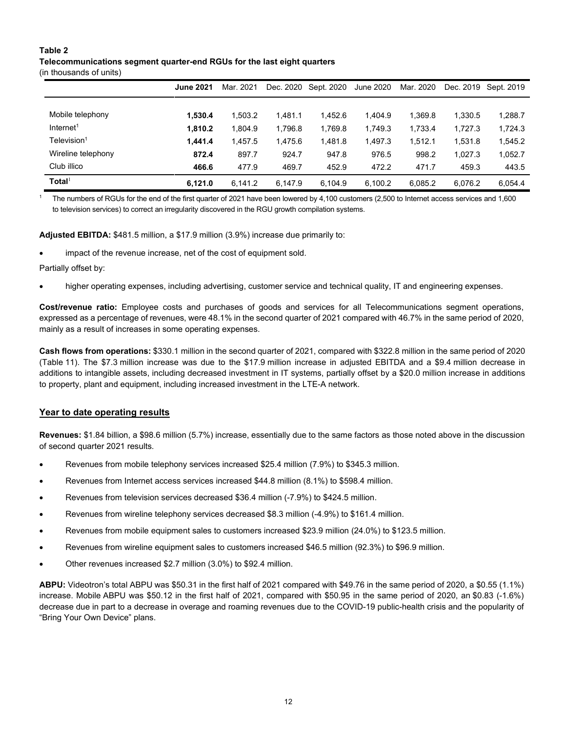**Table 2**
**Telecommunications segment quarter-end RGUs for the last eight quarters**
(in thousands of units)

| | **June 2021** | Mar. 2021 | Dec. 2020 | Sept. 2020 | June 2020 | Mar. 2020 | Dec. 2019 | Sept. 2019 |
|---|---|---|---|---|---|---|---|---|
| Mobile telephony | **1,530.4** | 1,503.2 | 1,481.1 | 1,452.6 | 1,404.9 | 1,369.8 | 1,330.5 | 1,288.7 |
| Internet[1] | **1,810.2** | 1,804.9 | 1,796.8 | 1,769.8 | 1,749.3 | 1,733.4 | 1,727.3 | 1,724.3 |
| Television[1] | **1,441.4** | 1,457.5 | 1,475.6 | 1,481.8 | 1,497.3 | 1,512.1 | 1,531.8 | 1,545.2 |
| Wireline telephony | **872.4** | 897.7 | 924.7 | 947.8 | 976.5 | 998.2 | 1,027.3 | 1,052.7 |
| Club illico | **466.6** | 477.9 | 469.7 | 452.9 | 472.2 | 471.7 | 459.3 | 443.5 |
| **Total**[1] | **6,121.0** | 6,141.2 | 6,147.9 | 6,104.9 | 6,100.2 | 6,085.2 | 6,076.2 | 6,054.4 |

[1] The numbers of RGUs for the end of the first quarter of 2021 have been lowered by 4,100 customers (2,500 to Internet access services and 1,600 to television services) to correct an irregularity discovered in the RGU growth compilation systems.

**Adjusted EBITDA:** $481.5 million, a $17.9 million (3.9%) increase due primarily to:

- impact of the revenue increase, net of the cost of equipment sold.

Partially offset by:

- higher operating expenses, including advertising, customer service and technical quality, IT and engineering expenses.

**Cost/revenue ratio:** Employee costs and purchases of goods and services for all Telecommunications segment operations, expressed as a percentage of revenues, were 48.1% in the second quarter of 2021 compared with 46.7% in the same period of 2020, mainly as a result of increases in some operating expenses.

**Cash flows from operations:** $330.1 million in the second quarter of 2021, compared with $322.8 million in the same period of 2020 (Table 11). The $7.3 million increase was due to the $17.9 million increase in adjusted EBITDA and a $9.4 million decrease in additions to intangible assets, including decreased investment in IT systems, partially offset by a $20.0 million increase in additions to property, plant and equipment, including increased investment in the LTE-A network.

## Year to date operating results

**Revenues:** $1.84 billion, a $98.6 million (5.7%) increase, essentially due to the same factors as those noted above in the discussion of second quarter 2021 results.

- Revenues from mobile telephony services increased $25.4 million (7.9%) to $345.3 million.
- Revenues from Internet access services increased $44.8 million (8.1%) to $598.4 million.
- Revenues from television services decreased $36.4 million (-7.9%) to $424.5 million.
- Revenues from wireline telephony services decreased $8.3 million (-4.9%) to $161.4 million.
- Revenues from mobile equipment sales to customers increased $23.9 million (24.0%) to $123.5 million.
- Revenues from wireline equipment sales to customers increased $46.5 million (92.3%) to $96.9 million.
- Other revenues increased $2.7 million (3.0%) to $92.4 million.

**ABPU:** Videotron's total ABPU was $50.31 in the first half of 2021 compared with $49.76 in the same period of 2020, a $0.55 (1.1%) increase. Mobile ABPU was $50.12 in the first half of 2021, compared with $50.95 in the same period of 2020, an $0.83 (-1.6%) decrease due in part to a decrease in overage and roaming revenues due to the COVID-19 public-health crisis and the popularity of "Bring Your Own Device" plans.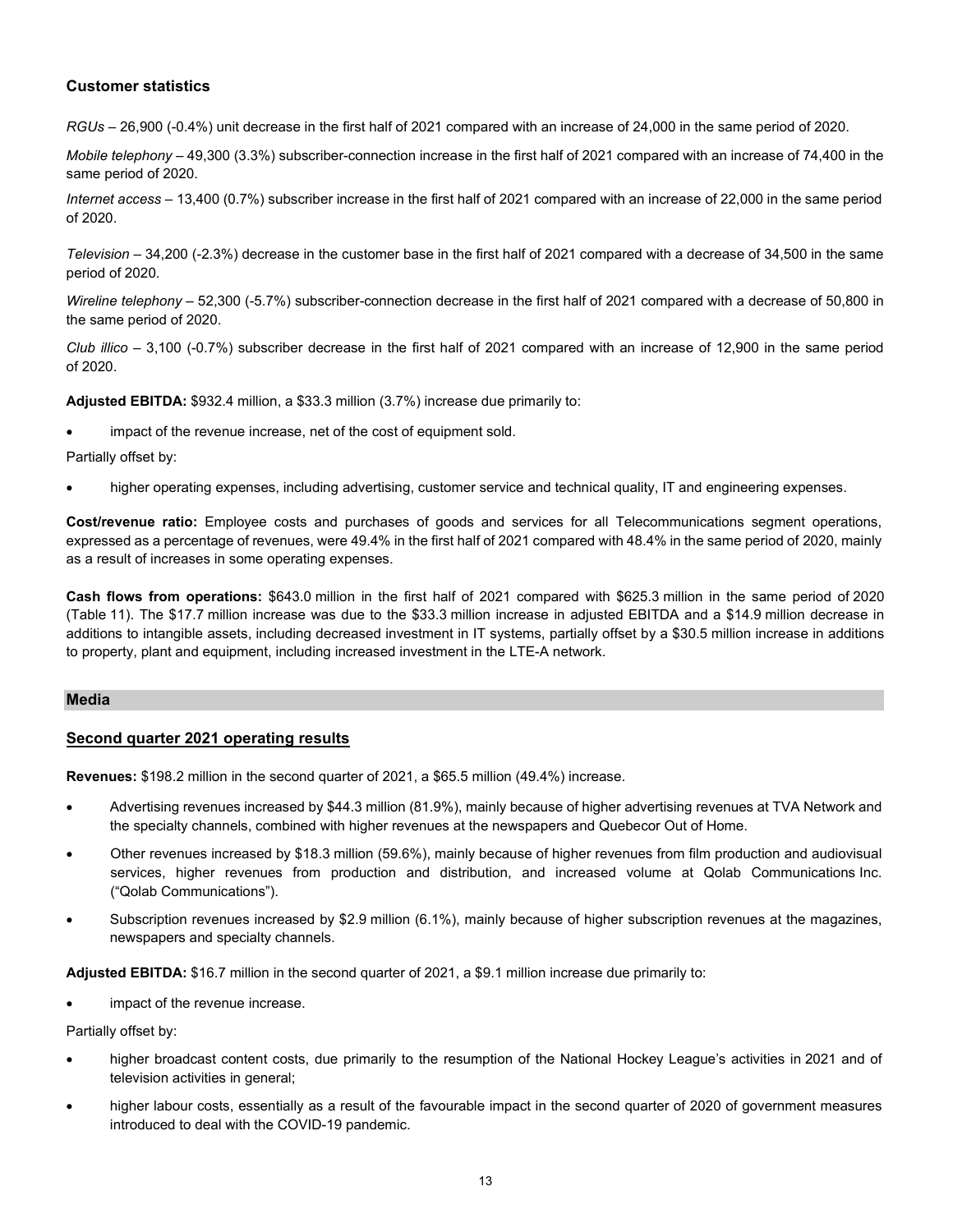### Customer statistics

*RGUs* – 26,900 (-0.4%) unit decrease in the first half of 2021 compared with an increase of 24,000 in the same period of 2020.

*Mobile telephony* – 49,300 (3.3%) subscriber-connection increase in the first half of 2021 compared with an increase of 74,400 in the same period of 2020.

*Internet access* – 13,400 (0.7%) subscriber increase in the first half of 2021 compared with an increase of 22,000 in the same period of 2020.

*Television* – 34,200 (-2.3%) decrease in the customer base in the first half of 2021 compared with a decrease of 34,500 in the same period of 2020.

*Wireline telephony* – 52,300 (-5.7%) subscriber-connection decrease in the first half of 2021 compared with a decrease of 50,800 in the same period of 2020.

*Club illico* – 3,100 (-0.7%) subscriber decrease in the first half of 2021 compared with an increase of 12,900 in the same period of 2020.

**Adjusted EBITDA:** $932.4 million, a $33.3 million (3.7%) increase due primarily to:

- impact of the revenue increase, net of the cost of equipment sold.

Partially offset by:

- higher operating expenses, including advertising, customer service and technical quality, IT and engineering expenses.

**Cost/revenue ratio:** Employee costs and purchases of goods and services for all Telecommunications segment operations, expressed as a percentage of revenues, were 49.4% in the first half of 2021 compared with 48.4% in the same period of 2020, mainly as a result of increases in some operating expenses.

**Cash flows from operations:** $643.0 million in the first half of 2021 compared with $625.3 million in the same period of 2020 (Table 11). The $17.7 million increase was due to the $33.3 million increase in adjusted EBITDA and a $14.9 million decrease in additions to intangible assets, including decreased investment in IT systems, partially offset by a $30.5 million increase in additions to property, plant and equipment, including increased investment in the LTE-A network.

## Media

### Second quarter 2021 operating results

**Revenues:** $198.2 million in the second quarter of 2021, a $65.5 million (49.4%) increase.

- Advertising revenues increased by $44.3 million (81.9%), mainly because of higher advertising revenues at TVA Network and the specialty channels, combined with higher revenues at the newspapers and Quebecor Out of Home.
- Other revenues increased by $18.3 million (59.6%), mainly because of higher revenues from film production and audiovisual services, higher revenues from production and distribution, and increased volume at Qolab Communications Inc. ("Qolab Communications").
- Subscription revenues increased by $2.9 million (6.1%), mainly because of higher subscription revenues at the magazines, newspapers and specialty channels.

**Adjusted EBITDA:** $16.7 million in the second quarter of 2021, a $9.1 million increase due primarily to:

- impact of the revenue increase.

Partially offset by:

- higher broadcast content costs, due primarily to the resumption of the National Hockey League's activities in 2021 and of television activities in general;
- higher labour costs, essentially as a result of the favourable impact in the second quarter of 2020 of government measures introduced to deal with the COVID-19 pandemic.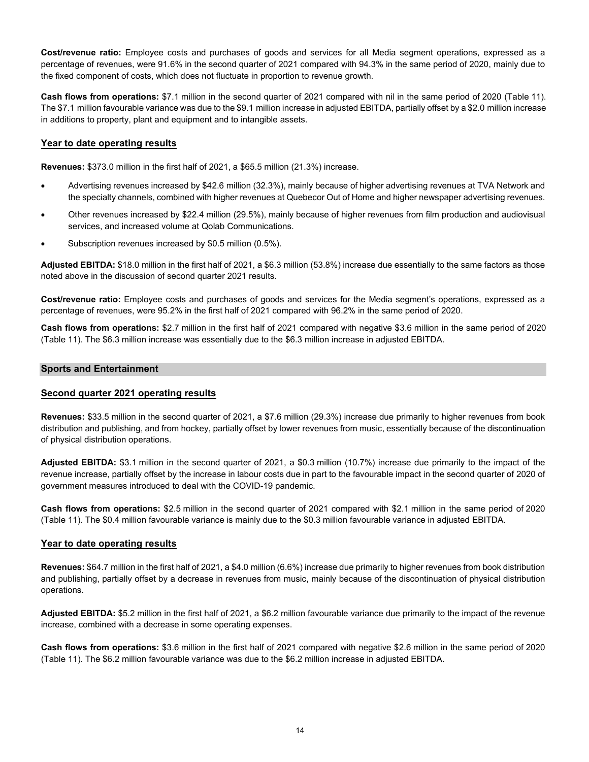**Cost/revenue ratio:** Employee costs and purchases of goods and services for all Media segment operations, expressed as a percentage of revenues, were 91.6% in the second quarter of 2021 compared with 94.3% in the same period of 2020, mainly due to the fixed component of costs, which does not fluctuate in proportion to revenue growth.

**Cash flows from operations:** $7.1 million in the second quarter of 2021 compared with nil in the same period of 2020 (Table 11). The $7.1 million favourable variance was due to the $9.1 million increase in adjusted EBITDA, partially offset by a $2.0 million increase in additions to property, plant and equipment and to intangible assets.

### Year to date operating results

**Revenues:** $373.0 million in the first half of 2021, a $65.5 million (21.3%) increase.

- Advertising revenues increased by $42.6 million (32.3%), mainly because of higher advertising revenues at TVA Network and the specialty channels, combined with higher revenues at Quebecor Out of Home and higher newspaper advertising revenues.
- Other revenues increased by $22.4 million (29.5%), mainly because of higher revenues from film production and audiovisual services, and increased volume at Qolab Communications.
- Subscription revenues increased by $0.5 million (0.5%).

**Adjusted EBITDA:** $18.0 million in the first half of 2021, a $6.3 million (53.8%) increase due essentially to the same factors as those noted above in the discussion of second quarter 2021 results.

**Cost/revenue ratio:** Employee costs and purchases of goods and services for the Media segment's operations, expressed as a percentage of revenues, were 95.2% in the first half of 2021 compared with 96.2% in the same period of 2020.

**Cash flows from operations:** $2.7 million in the first half of 2021 compared with negative $3.6 million in the same period of 2020 (Table 11). The $6.3 million increase was essentially due to the $6.3 million increase in adjusted EBITDA.

## Sports and Entertainment

### Second quarter 2021 operating results

**Revenues:** $33.5 million in the second quarter of 2021, a $7.6 million (29.3%) increase due primarily to higher revenues from book distribution and publishing, and from hockey, partially offset by lower revenues from music, essentially because of the discontinuation of physical distribution operations.

**Adjusted EBITDA:** $3.1 million in the second quarter of 2021, a $0.3 million (10.7%) increase due primarily to the impact of the revenue increase, partially offset by the increase in labour costs due in part to the favourable impact in the second quarter of 2020 of government measures introduced to deal with the COVID-19 pandemic.

**Cash flows from operations:** $2.5 million in the second quarter of 2021 compared with $2.1 million in the same period of 2020 (Table 11). The $0.4 million favourable variance is mainly due to the $0.3 million favourable variance in adjusted EBITDA.

### Year to date operating results

**Revenues:** $64.7 million in the first half of 2021, a $4.0 million (6.6%) increase due primarily to higher revenues from book distribution and publishing, partially offset by a decrease in revenues from music, mainly because of the discontinuation of physical distribution operations.

**Adjusted EBITDA:** $5.2 million in the first half of 2021, a $6.2 million favourable variance due primarily to the impact of the revenue increase, combined with a decrease in some operating expenses.

**Cash flows from operations:** $3.6 million in the first half of 2021 compared with negative $2.6 million in the same period of 2020 (Table 11). The $6.2 million favourable variance was due to the $6.2 million increase in adjusted EBITDA.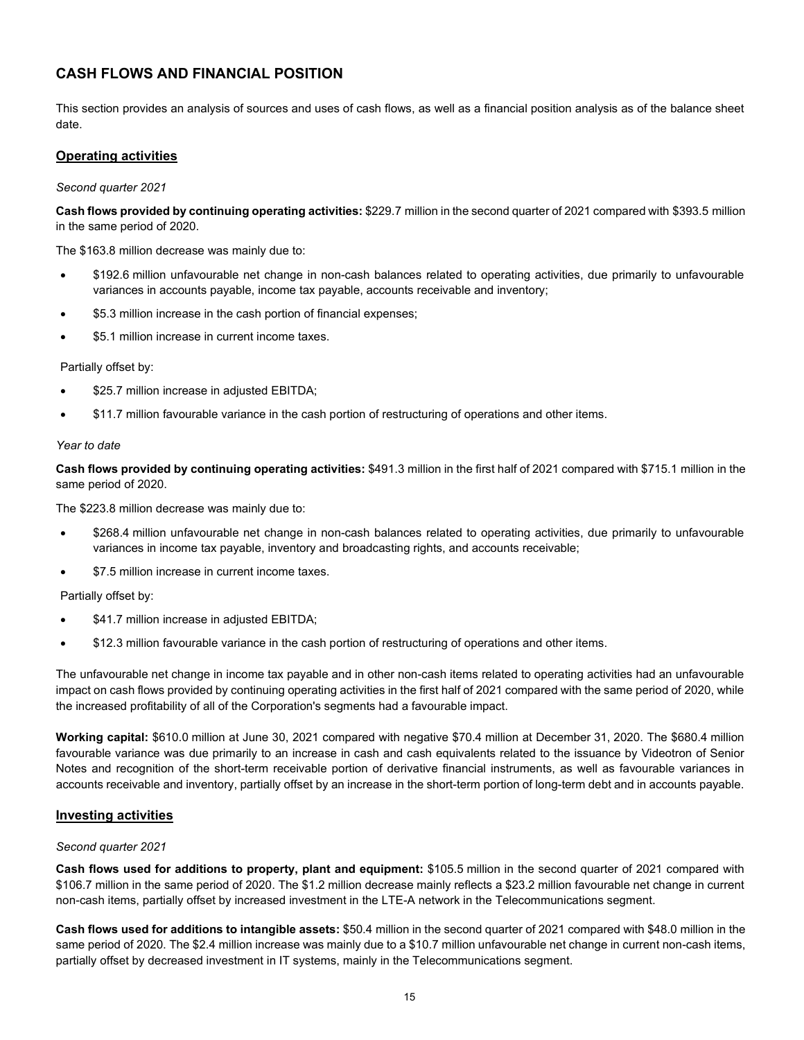## CASH FLOWS AND FINANCIAL POSITION

This section provides an analysis of sources and uses of cash flows, as well as a financial position analysis as of the balance sheet date.

### Operating activities

*Second quarter 2021*

**Cash flows provided by continuing operating activities:** $229.7 million in the second quarter of 2021 compared with $393.5 million in the same period of 2020.

The $163.8 million decrease was mainly due to:

- $192.6 million unfavourable net change in non-cash balances related to operating activities, due primarily to unfavourable variances in accounts payable, income tax payable, accounts receivable and inventory;
- $5.3 million increase in the cash portion of financial expenses;
- $5.1 million increase in current income taxes.

Partially offset by:

- $25.7 million increase in adjusted EBITDA;
- $11.7 million favourable variance in the cash portion of restructuring of operations and other items.

*Year to date*

**Cash flows provided by continuing operating activities:** $491.3 million in the first half of 2021 compared with $715.1 million in the same period of 2020.

The $223.8 million decrease was mainly due to:

- $268.4 million unfavourable net change in non-cash balances related to operating activities, due primarily to unfavourable variances in income tax payable, inventory and broadcasting rights, and accounts receivable;
- $7.5 million increase in current income taxes.

Partially offset by:

- $41.7 million increase in adjusted EBITDA;
- $12.3 million favourable variance in the cash portion of restructuring of operations and other items.

The unfavourable net change in income tax payable and in other non-cash items related to operating activities had an unfavourable impact on cash flows provided by continuing operating activities in the first half of 2021 compared with the same period of 2020, while the increased profitability of all of the Corporation's segments had a favourable impact.

**Working capital:** $610.0 million at June 30, 2021 compared with negative $70.4 million at December 31, 2020. The $680.4 million favourable variance was due primarily to an increase in cash and cash equivalents related to the issuance by Videotron of Senior Notes and recognition of the short-term receivable portion of derivative financial instruments, as well as favourable variances in accounts receivable and inventory, partially offset by an increase in the short-term portion of long-term debt and in accounts payable.

### Investing activities

*Second quarter 2021*

**Cash flows used for additions to property, plant and equipment:** $105.5 million in the second quarter of 2021 compared with $106.7 million in the same period of 2020. The $1.2 million decrease mainly reflects a $23.2 million favourable net change in current non-cash items, partially offset by increased investment in the LTE-A network in the Telecommunications segment.

**Cash flows used for additions to intangible assets:** $50.4 million in the second quarter of 2021 compared with $48.0 million in the same period of 2020. The $2.4 million increase was mainly due to a $10.7 million unfavourable net change in current non-cash items, partially offset by decreased investment in IT systems, mainly in the Telecommunications segment.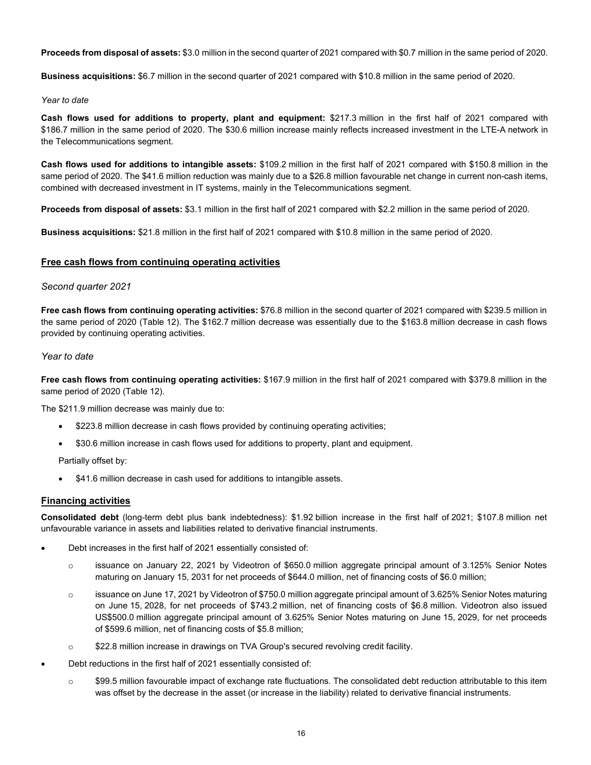**Proceeds from disposal of assets:** $3.0 million in the second quarter of 2021 compared with $0.7 million in the same period of 2020.

**Business acquisitions:** $6.7 million in the second quarter of 2021 compared with $10.8 million in the same period of 2020.

*Year to date*

**Cash flows used for additions to property, plant and equipment:** $217.3 million in the first half of 2021 compared with $186.7 million in the same period of 2020. The $30.6 million increase mainly reflects increased investment in the LTE-A network in the Telecommunications segment.

**Cash flows used for additions to intangible assets:** $109.2 million in the first half of 2021 compared with $150.8 million in the same period of 2020. The $41.6 million reduction was mainly due to a $26.8 million favourable net change in current non-cash items, combined with decreased investment in IT systems, mainly in the Telecommunications segment.

**Proceeds from disposal of assets:** $3.1 million in the first half of 2021 compared with $2.2 million in the same period of 2020.

**Business acquisitions:** $21.8 million in the first half of 2021 compared with $10.8 million in the same period of 2020.

## Free cash flows from continuing operating activities

*Second quarter 2021*

**Free cash flows from continuing operating activities:** $76.8 million in the second quarter of 2021 compared with $239.5 million in the same period of 2020 (Table 12). The $162.7 million decrease was essentially due to the $163.8 million decrease in cash flows provided by continuing operating activities.

*Year to date*

**Free cash flows from continuing operating activities:** $167.9 million in the first half of 2021 compared with $379.8 million in the same period of 2020 (Table 12).

The $211.9 million decrease was mainly due to:

- $223.8 million decrease in cash flows provided by continuing operating activities;
- $30.6 million increase in cash flows used for additions to property, plant and equipment.

Partially offset by:

- $41.6 million decrease in cash used for additions to intangible assets.

## Financing activities

**Consolidated debt** (long-term debt plus bank indebtedness): $1.92 billion increase in the first half of 2021; $107.8 million net unfavourable variance in assets and liabilities related to derivative financial instruments.

- Debt increases in the first half of 2021 essentially consisted of:
  - issuance on January 22, 2021 by Videotron of $650.0 million aggregate principal amount of 3.125% Senior Notes maturing on January 15, 2031 for net proceeds of $644.0 million, net of financing costs of $6.0 million;
  - issuance on June 17, 2021 by Videotron of $750.0 million aggregate principal amount of 3.625% Senior Notes maturing on June 15, 2028, for net proceeds of $743.2 million, net of financing costs of $6.8 million. Videotron also issued US$500.0 million aggregate principal amount of 3.625% Senior Notes maturing on June 15, 2029, for net proceeds of $599.6 million, net of financing costs of $5.8 million;
  - $22.8 million increase in drawings on TVA Group's secured revolving credit facility.
- Debt reductions in the first half of 2021 essentially consisted of:
  - $99.5 million favourable impact of exchange rate fluctuations. The consolidated debt reduction attributable to this item was offset by the decrease in the asset (or increase in the liability) related to derivative financial instruments.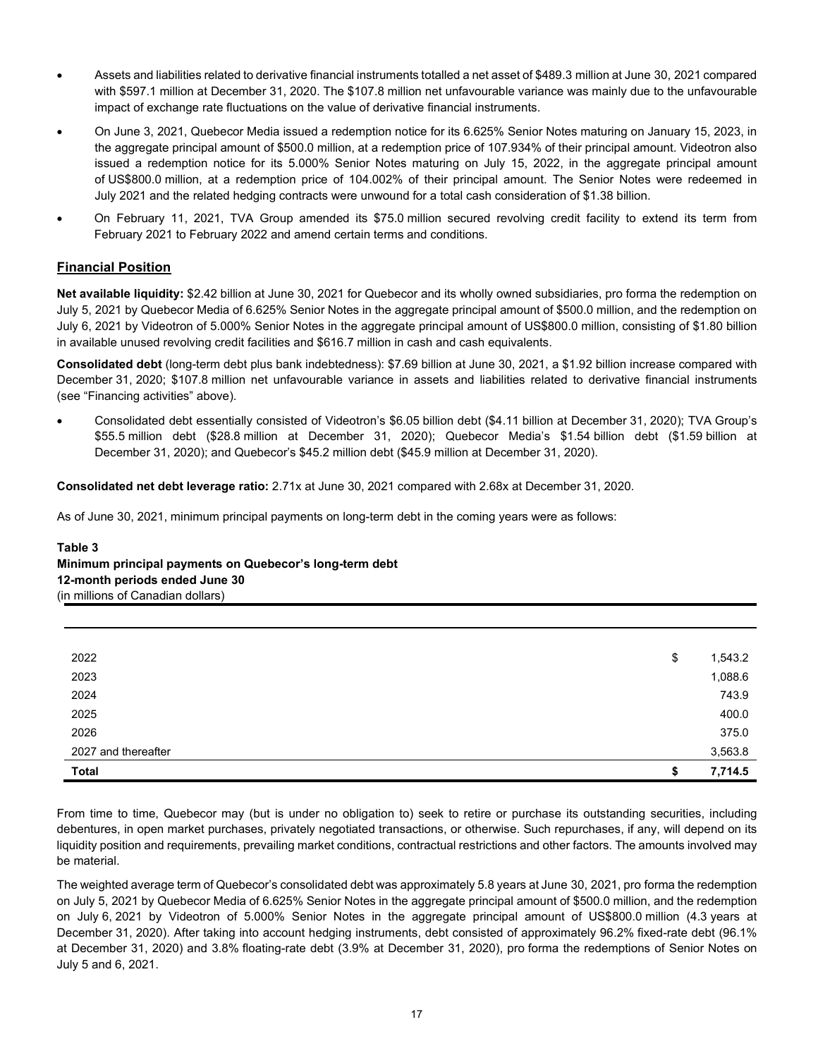- Assets and liabilities related to derivative financial instruments totalled a net asset of $489.3 million at June 30, 2021 compared with $597.1 million at December 31, 2020. The $107.8 million net unfavourable variance was mainly due to the unfavourable impact of exchange rate fluctuations on the value of derivative financial instruments.
- On June 3, 2021, Quebecor Media issued a redemption notice for its 6.625% Senior Notes maturing on January 15, 2023, in the aggregate principal amount of $500.0 million, at a redemption price of 107.934% of their principal amount. Videotron also issued a redemption notice for its 5.000% Senior Notes maturing on July 15, 2022, in the aggregate principal amount of US$800.0 million, at a redemption price of 104.002% of their principal amount. The Senior Notes were redeemed in July 2021 and the related hedging contracts were unwound for a total cash consideration of $1.38 billion.
- On February 11, 2021, TVA Group amended its $75.0 million secured revolving credit facility to extend its term from February 2021 to February 2022 and amend certain terms and conditions.

## Financial Position

**Net available liquidity:** $2.42 billion at June 30, 2021 for Quebecor and its wholly owned subsidiaries, pro forma the redemption on July 5, 2021 by Quebecor Media of 6.625% Senior Notes in the aggregate principal amount of $500.0 million, and the redemption on July 6, 2021 by Videotron of 5.000% Senior Notes in the aggregate principal amount of US$800.0 million, consisting of $1.80 billion in available unused revolving credit facilities and $616.7 million in cash and cash equivalents.

**Consolidated debt** (long-term debt plus bank indebtedness): $7.69 billion at June 30, 2021, a $1.92 billion increase compared with December 31, 2020; $107.8 million net unfavourable variance in assets and liabilities related to derivative financial instruments (see "Financing activities" above).

- Consolidated debt essentially consisted of Videotron's $6.05 billion debt ($4.11 billion at December 31, 2020); TVA Group's $55.5 million debt ($28.8 million at December 31, 2020); Quebecor Media's $1.54 billion debt ($1.59 billion at December 31, 2020); and Quebecor's $45.2 million debt ($45.9 million at December 31, 2020).

**Consolidated net debt leverage ratio:** 2.71x at June 30, 2021 compared with 2.68x at December 31, 2020.

As of June 30, 2021, minimum principal payments on long-term debt in the coming years were as follows:

**Table 3**
**Minimum principal payments on Quebecor's long-term debt**
**12-month periods ended June 30**
(in millions of Canadian dollars)

| | |
|---|---|
| 2022 | $ 1,543.2 |
| 2023 | 1,088.6 |
| 2024 | 743.9 |
| 2025 | 400.0 |
| 2026 | 375.0 |
| 2027 and thereafter | 3,563.8 |
| **Total** | **$ 7,714.5** |

From time to time, Quebecor may (but is under no obligation to) seek to retire or purchase its outstanding securities, including debentures, in open market purchases, privately negotiated transactions, or otherwise. Such repurchases, if any, will depend on its liquidity position and requirements, prevailing market conditions, contractual restrictions and other factors. The amounts involved may be material.

The weighted average term of Quebecor's consolidated debt was approximately 5.8 years at June 30, 2021, pro forma the redemption on July 5, 2021 by Quebecor Media of 6.625% Senior Notes in the aggregate principal amount of $500.0 million, and the redemption on July 6, 2021 by Videotron of 5.000% Senior Notes in the aggregate principal amount of US$800.0 million (4.3 years at December 31, 2020). After taking into account hedging instruments, debt consisted of approximately 96.2% fixed-rate debt (96.1% at December 31, 2020) and 3.8% floating-rate debt (3.9% at December 31, 2020), pro forma the redemptions of Senior Notes on July 5 and 6, 2021.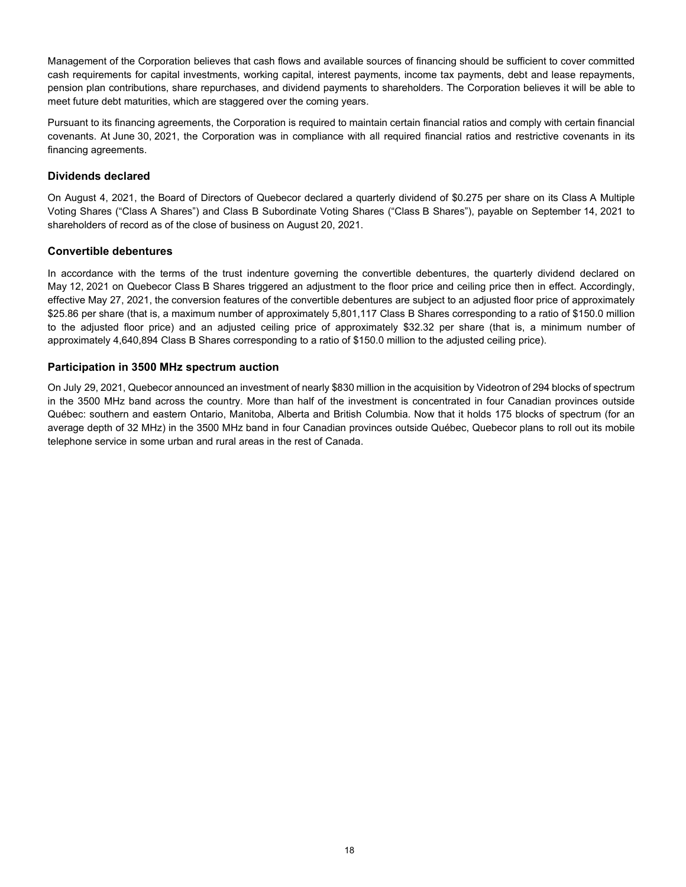Management of the Corporation believes that cash flows and available sources of financing should be sufficient to cover committed cash requirements for capital investments, working capital, interest payments, income tax payments, debt and lease repayments, pension plan contributions, share repurchases, and dividend payments to shareholders. The Corporation believes it will be able to meet future debt maturities, which are staggered over the coming years.

Pursuant to its financing agreements, the Corporation is required to maintain certain financial ratios and comply with certain financial covenants. At June 30, 2021, the Corporation was in compliance with all required financial ratios and restrictive covenants in its financing agreements.

## Dividends declared

On August 4, 2021, the Board of Directors of Quebecor declared a quarterly dividend of $0.275 per share on its Class A Multiple Voting Shares ("Class A Shares") and Class B Subordinate Voting Shares ("Class B Shares"), payable on September 14, 2021 to shareholders of record as of the close of business on August 20, 2021.

## Convertible debentures

In accordance with the terms of the trust indenture governing the convertible debentures, the quarterly dividend declared on May 12, 2021 on Quebecor Class B Shares triggered an adjustment to the floor price and ceiling price then in effect. Accordingly, effective May 27, 2021, the conversion features of the convertible debentures are subject to an adjusted floor price of approximately $25.86 per share (that is, a maximum number of approximately 5,801,117 Class B Shares corresponding to a ratio of $150.0 million to the adjusted floor price) and an adjusted ceiling price of approximately $32.32 per share (that is, a minimum number of approximately 4,640,894 Class B Shares corresponding to a ratio of $150.0 million to the adjusted ceiling price).

## Participation in 3500 MHz spectrum auction

On July 29, 2021, Quebecor announced an investment of nearly $830 million in the acquisition by Videotron of 294 blocks of spectrum in the 3500 MHz band across the country. More than half of the investment is concentrated in four Canadian provinces outside Québec: southern and eastern Ontario, Manitoba, Alberta and British Columbia. Now that it holds 175 blocks of spectrum (for an average depth of 32 MHz) in the 3500 MHz band in four Canadian provinces outside Québec, Quebecor plans to roll out its mobile telephone service in some urban and rural areas in the rest of Canada.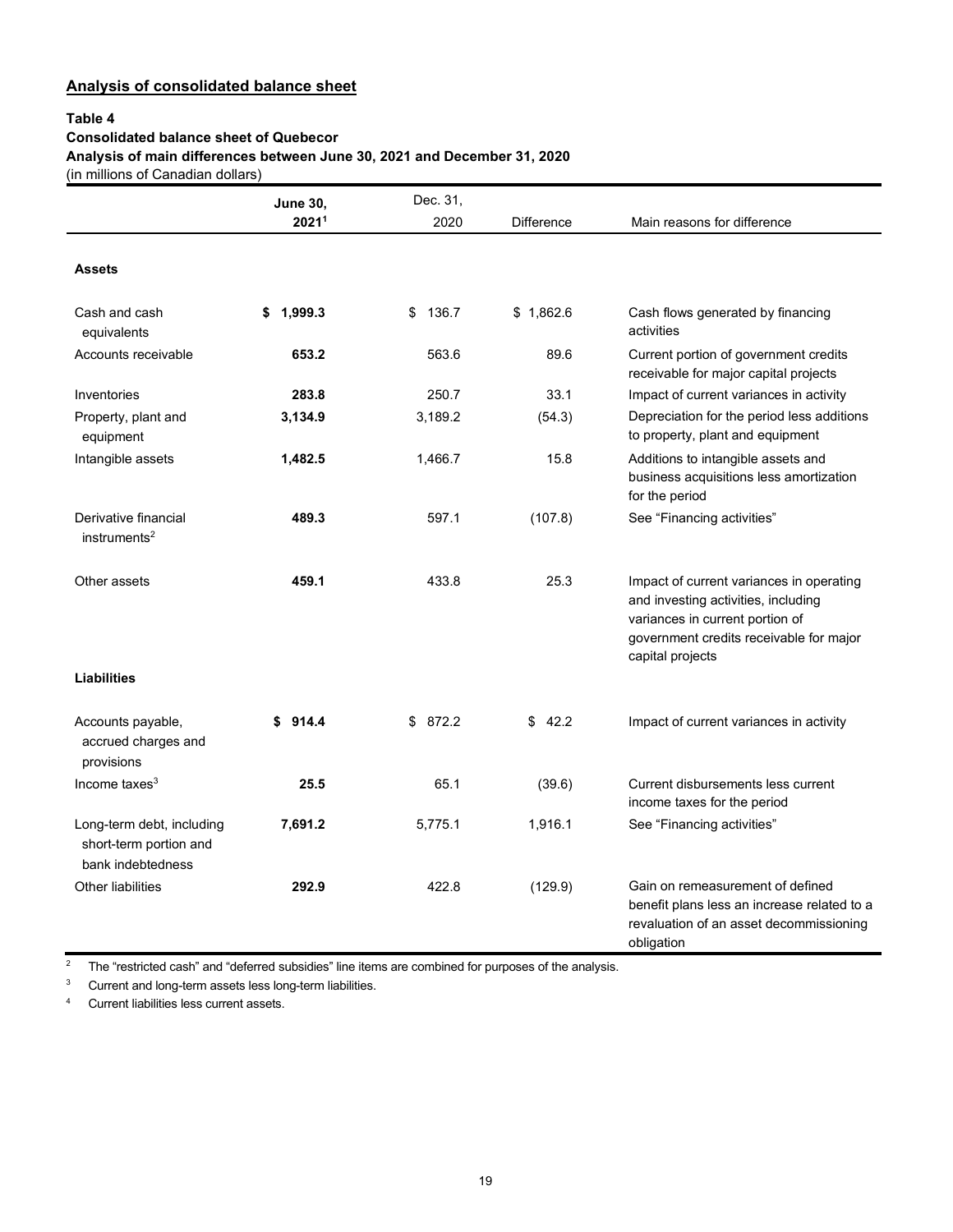## Analysis of consolidated balance sheet

**Table 4**
**Consolidated balance sheet of Quebecor**
**Analysis of main differences between June 30, 2021 and December 31, 2020**
(in millions of Canadian dollars)

| | **June 30, 2021**[1] | Dec. 31, 2020 | Difference | Main reasons for difference |
|---|---|---|---|---|
| **Assets** | | | | |
| Cash and cash equivalents | **$ 1,999.3** | $ 136.7 | $ 1,862.6 | Cash flows generated by financing activities |
| Accounts receivable | **653.2** | 563.6 | 89.6 | Current portion of government credits receivable for major capital projects |
| Inventories | **283.8** | 250.7 | 33.1 | Impact of current variances in activity |
| Property, plant and equipment | **3,134.9** | 3,189.2 | (54.3) | Depreciation for the period less additions to property, plant and equipment |
| Intangible assets | **1,482.5** | 1,466.7 | 15.8 | Additions to intangible assets and business acquisitions less amortization for the period |
| Derivative financial instruments[2] | **489.3** | 597.1 | (107.8) | See "Financing activities" |
| Other assets | **459.1** | 433.8 | 25.3 | Impact of current variances in operating and investing activities, including variances in current portion of government credits receivable for major capital projects |
| **Liabilities** | | | | |
| Accounts payable, accrued charges and provisions | **$ 914.4** | $ 872.2 | $ 42.2 | Impact of current variances in activity |
| Income taxes[3] | **25.5** | 65.1 | (39.6) | Current disbursements less current income taxes for the period |
| Long-term debt, including short-term portion and bank indebtedness | **7,691.2** | 5,775.1 | 1,916.1 | See "Financing activities" |
| Other liabilities | **292.9** | 422.8 | (129.9) | Gain on remeasurement of defined benefit plans less an increase related to a revaluation of an asset decommissioning obligation |

[2] The "restricted cash" and "deferred subsidies" line items are combined for purposes of the analysis.

[3] Current and long-term assets less long-term liabilities.

[4] Current liabilities less current assets.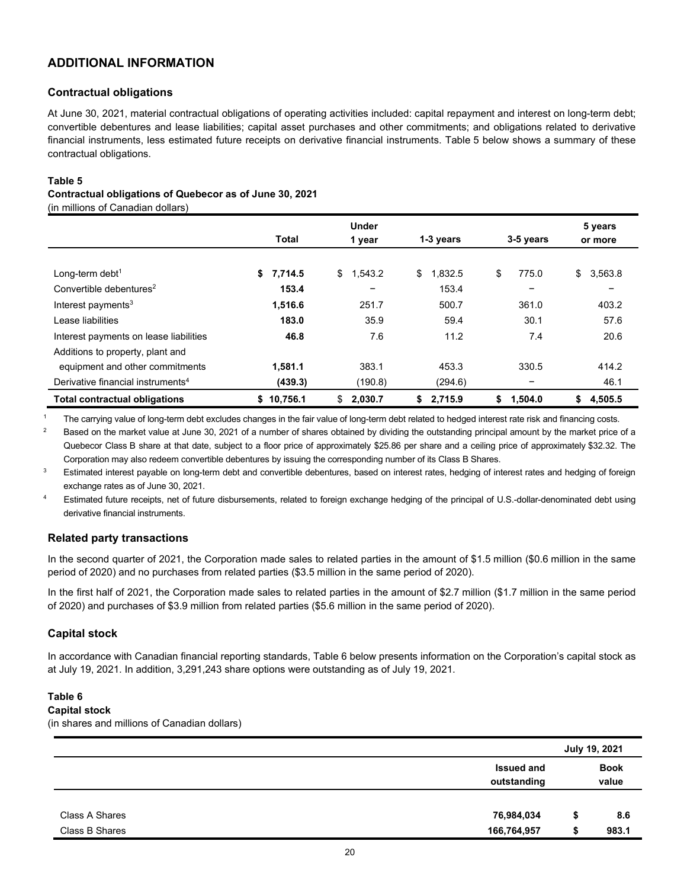## ADDITIONAL INFORMATION

### Contractual obligations

At June 30, 2021, material contractual obligations of operating activities included: capital repayment and interest on long-term debt; convertible debentures and lease liabilities; capital asset purchases and other commitments; and obligations related to derivative financial instruments, less estimated future receipts on derivative financial instruments. Table 5 below shows a summary of these contractual obligations.

**Table 5**
**Contractual obligations of Quebecor as of June 30, 2021**
(in millions of Canadian dollars)

| | Total | Under 1 year | 1-3 years | 3-5 years | 5 years or more |
|---|---|---|---|---|---|
| Long-term debt[1] | **$ 7,714.5** | $ 1,543.2 | $ 1,832.5 | $ 775.0 | $ 3,563.8 |
| Convertible debentures[2] | **153.4** | – | 153.4 | – | – |
| Interest payments[3] | **1,516.6** | 251.7 | 500.7 | 361.0 | 403.2 |
| Lease liabilities | **183.0** | 35.9 | 59.4 | 30.1 | 57.6 |
| Interest payments on lease liabilities | **46.8** | 7.6 | 11.2 | 7.4 | 20.6 |
| Additions to property, plant and equipment and other commitments | **1,581.1** | 383.1 | 453.3 | 330.5 | 414.2 |
| Derivative financial instruments[4] | **(439.3)** | (190.8) | (294.6) | – | 46.1 |
| **Total contractual obligations** | **$ 10,756.1** | **$ 2,030.7** | **$ 2,715.9** | **$ 1,504.0** | **$ 4,505.5** |

1 The carrying value of long-term debt excludes changes in the fair value of long-term debt related to hedged interest rate risk and financing costs.

2 Based on the market value at June 30, 2021 of a number of shares obtained by dividing the outstanding principal amount by the market price of a Quebecor Class B share at that date, subject to a floor price of approximately \$25.86 per share and a ceiling price of approximately \$32.32. The Corporation may also redeem convertible debentures by issuing the corresponding number of its Class B Shares.

3 Estimated interest payable on long-term debt and convertible debentures, based on interest rates, hedging of interest rates and hedging of foreign exchange rates as of June 30, 2021.

4 Estimated future receipts, net of future disbursements, related to foreign exchange hedging of the principal of U.S.-dollar-denominated debt using derivative financial instruments.

### Related party transactions

In the second quarter of 2021, the Corporation made sales to related parties in the amount of \$1.5 million (\$0.6 million in the same period of 2020) and no purchases from related parties (\$3.5 million in the same period of 2020).

In the first half of 2021, the Corporation made sales to related parties in the amount of \$2.7 million (\$1.7 million in the same period of 2020) and purchases of \$3.9 million from related parties (\$5.6 million in the same period of 2020).

### Capital stock

In accordance with Canadian financial reporting standards, Table 6 below presents information on the Corporation's capital stock as at July 19, 2021. In addition, 3,291,243 share options were outstanding as of July 19, 2021.

**Table 6**
**Capital stock**
(in shares and millions of Canadian dollars)

| | July 19, 2021 | |
|---|---|---|
| | **Issued and outstanding** | **Book value** |
| Class A Shares | **76,984,034** | **$ 8.6** |
| Class B Shares | **166,764,957** | **$ 983.1** |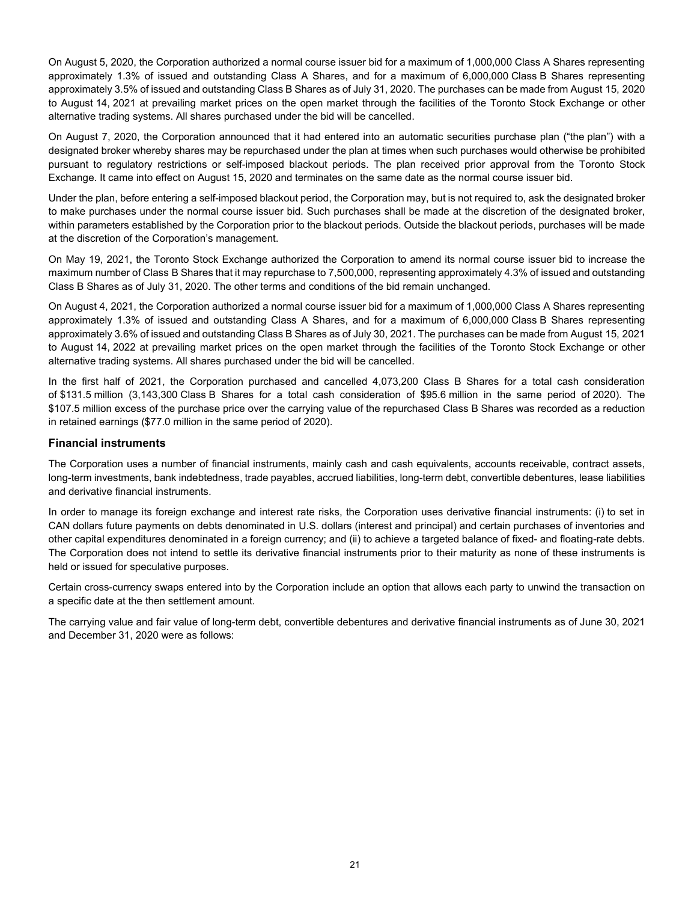On August 5, 2020, the Corporation authorized a normal course issuer bid for a maximum of 1,000,000 Class A Shares representing approximately 1.3% of issued and outstanding Class A Shares, and for a maximum of 6,000,000 Class B Shares representing approximately 3.5% of issued and outstanding Class B Shares as of July 31, 2020. The purchases can be made from August 15, 2020 to August 14, 2021 at prevailing market prices on the open market through the facilities of the Toronto Stock Exchange or other alternative trading systems. All shares purchased under the bid will be cancelled.

On August 7, 2020, the Corporation announced that it had entered into an automatic securities purchase plan ("the plan") with a designated broker whereby shares may be repurchased under the plan at times when such purchases would otherwise be prohibited pursuant to regulatory restrictions or self-imposed blackout periods. The plan received prior approval from the Toronto Stock Exchange. It came into effect on August 15, 2020 and terminates on the same date as the normal course issuer bid.

Under the plan, before entering a self-imposed blackout period, the Corporation may, but is not required to, ask the designated broker to make purchases under the normal course issuer bid. Such purchases shall be made at the discretion of the designated broker, within parameters established by the Corporation prior to the blackout periods. Outside the blackout periods, purchases will be made at the discretion of the Corporation's management.

On May 19, 2021, the Toronto Stock Exchange authorized the Corporation to amend its normal course issuer bid to increase the maximum number of Class B Shares that it may repurchase to 7,500,000, representing approximately 4.3% of issued and outstanding Class B Shares as of July 31, 2020. The other terms and conditions of the bid remain unchanged.

On August 4, 2021, the Corporation authorized a normal course issuer bid for a maximum of 1,000,000 Class A Shares representing approximately 1.3% of issued and outstanding Class A Shares, and for a maximum of 6,000,000 Class B Shares representing approximately 3.6% of issued and outstanding Class B Shares as of July 30, 2021. The purchases can be made from August 15, 2021 to August 14, 2022 at prevailing market prices on the open market through the facilities of the Toronto Stock Exchange or other alternative trading systems. All shares purchased under the bid will be cancelled.

In the first half of 2021, the Corporation purchased and cancelled 4,073,200 Class B Shares for a total cash consideration of $131.5 million (3,143,300 Class B Shares for a total cash consideration of $95.6 million in the same period of 2020). The $107.5 million excess of the purchase price over the carrying value of the repurchased Class B Shares was recorded as a reduction in retained earnings ($77.0 million in the same period of 2020).

### Financial instruments

The Corporation uses a number of financial instruments, mainly cash and cash equivalents, accounts receivable, contract assets, long-term investments, bank indebtedness, trade payables, accrued liabilities, long-term debt, convertible debentures, lease liabilities and derivative financial instruments.

In order to manage its foreign exchange and interest rate risks, the Corporation uses derivative financial instruments: (i) to set in CAN dollars future payments on debts denominated in U.S. dollars (interest and principal) and certain purchases of inventories and other capital expenditures denominated in a foreign currency; and (ii) to achieve a targeted balance of fixed- and floating-rate debts. The Corporation does not intend to settle its derivative financial instruments prior to their maturity as none of these instruments is held or issued for speculative purposes.

Certain cross-currency swaps entered into by the Corporation include an option that allows each party to unwind the transaction on a specific date at the then settlement amount.

The carrying value and fair value of long-term debt, convertible debentures and derivative financial instruments as of June 30, 2021 and December 31, 2020 were as follows: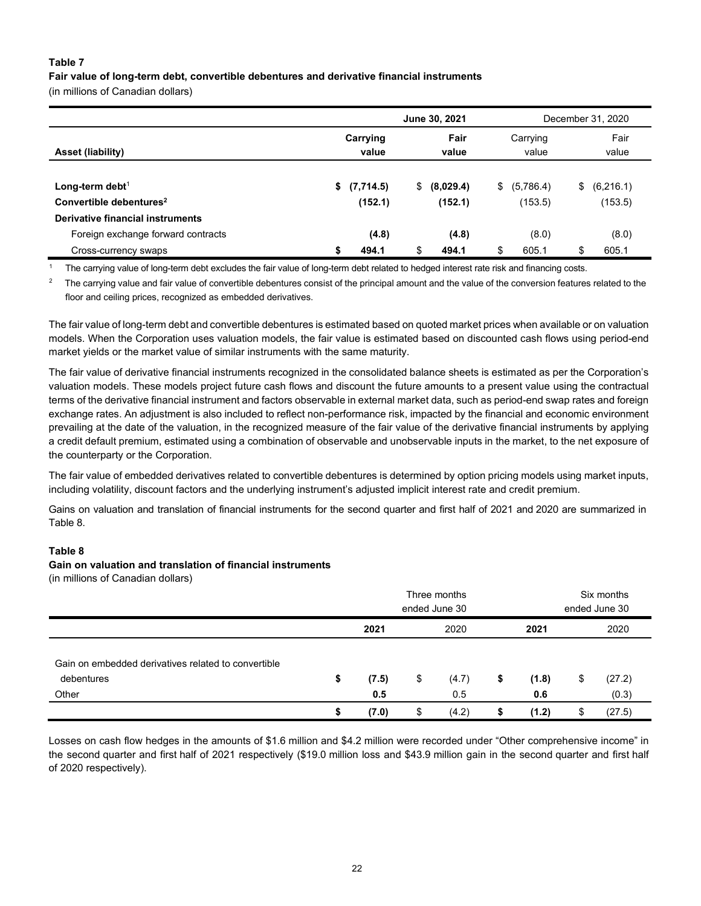**Table 7**
**Fair value of long-term debt, convertible debentures and derivative financial instruments**
(in millions of Canadian dollars)

| | June 30, 2021 | | December 31, 2020 | |
|---|---|---|---|---|
| **Asset (liability)** | **Carrying value** | **Fair value** | Carrying value | Fair value |
| **Long-term debt**[1] | **$ (7,714.5)** | **$ (8,029.4)** | $ (5,786.4) | $ (6,216.1) |
| **Convertible debentures**[2] | **(152.1)** | **(152.1)** | (153.5) | (153.5) |
| **Derivative financial instruments** | | | | |
| Foreign exchange forward contracts | **(4.8)** | **(4.8)** | (8.0) | (8.0) |
| Cross-currency swaps | **$ 494.1** | **$ 494.1** | $ 605.1 | $ 605.1 |

[1] The carrying value of long-term debt excludes the fair value of long-term debt related to hedged interest rate risk and financing costs.

[2] The carrying value and fair value of convertible debentures consist of the principal amount and the value of the conversion features related to the floor and ceiling prices, recognized as embedded derivatives.

The fair value of long-term debt and convertible debentures is estimated based on quoted market prices when available or on valuation models. When the Corporation uses valuation models, the fair value is estimated based on discounted cash flows using period-end market yields or the market value of similar instruments with the same maturity.

The fair value of derivative financial instruments recognized in the consolidated balance sheets is estimated as per the Corporation's valuation models. These models project future cash flows and discount the future amounts to a present value using the contractual terms of the derivative financial instrument and factors observable in external market data, such as period-end swap rates and foreign exchange rates. An adjustment is also included to reflect non-performance risk, impacted by the financial and economic environment prevailing at the date of the valuation, in the recognized measure of the fair value of the derivative financial instruments by applying a credit default premium, estimated using a combination of observable and unobservable inputs in the market, to the net exposure of the counterparty or the Corporation.

The fair value of embedded derivatives related to convertible debentures is determined by option pricing models using market inputs, including volatility, discount factors and the underlying instrument's adjusted implicit interest rate and credit premium.

Gains on valuation and translation of financial instruments for the second quarter and first half of 2021 and 2020 are summarized in Table 8.

**Table 8**
**Gain on valuation and translation of financial instruments**
(in millions of Canadian dollars)

| | Three months ended June 30 | | Six months ended June 30 | |
|---|---|---|---|---|
| | **2021** | 2020 | **2021** | 2020 |
| Gain on embedded derivatives related to convertible debentures | **$ (7.5)** | $ (4.7) | **$ (1.8)** | $ (27.2) |
| Other | **0.5** | 0.5 | **0.6** | (0.3) |
| | **$ (7.0)** | $ (4.2) | **$ (1.2)** | $ (27.5) |

Losses on cash flow hedges in the amounts of $1.6 million and $4.2 million were recorded under "Other comprehensive income" in the second quarter and first half of 2021 respectively ($19.0 million loss and $43.9 million gain in the second quarter and first half of 2020 respectively).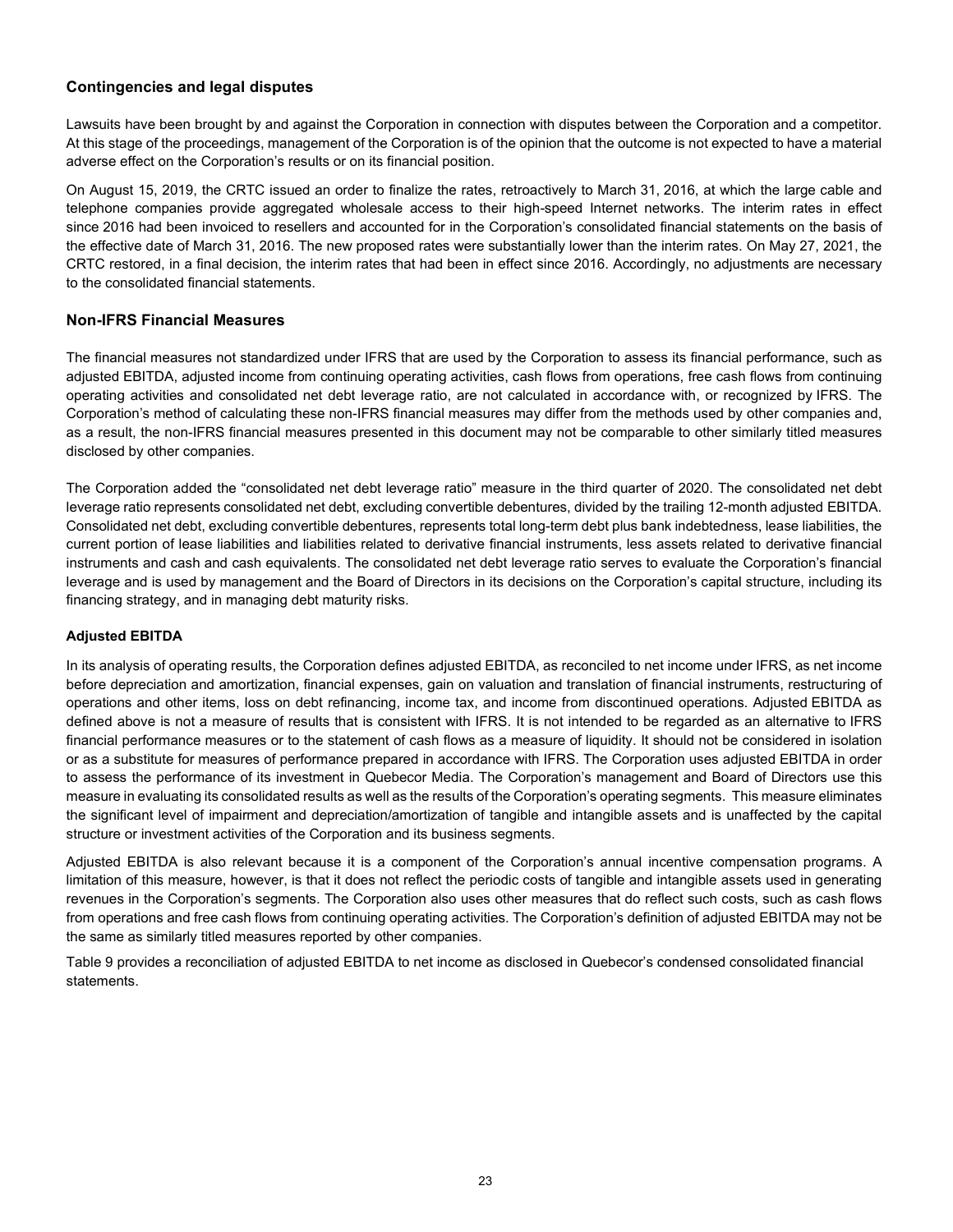## Contingencies and legal disputes

Lawsuits have been brought by and against the Corporation in connection with disputes between the Corporation and a competitor. At this stage of the proceedings, management of the Corporation is of the opinion that the outcome is not expected to have a material adverse effect on the Corporation's results or on its financial position.

On August 15, 2019, the CRTC issued an order to finalize the rates, retroactively to March 31, 2016, at which the large cable and telephone companies provide aggregated wholesale access to their high-speed Internet networks. The interim rates in effect since 2016 had been invoiced to resellers and accounted for in the Corporation's consolidated financial statements on the basis of the effective date of March 31, 2016. The new proposed rates were substantially lower than the interim rates. On May 27, 2021, the CRTC restored, in a final decision, the interim rates that had been in effect since 2016. Accordingly, no adjustments are necessary to the consolidated financial statements.

## Non-IFRS Financial Measures

The financial measures not standardized under IFRS that are used by the Corporation to assess its financial performance, such as adjusted EBITDA, adjusted income from continuing operating activities, cash flows from operations, free cash flows from continuing operating activities and consolidated net debt leverage ratio, are not calculated in accordance with, or recognized by IFRS. The Corporation's method of calculating these non-IFRS financial measures may differ from the methods used by other companies and, as a result, the non-IFRS financial measures presented in this document may not be comparable to other similarly titled measures disclosed by other companies.

The Corporation added the "consolidated net debt leverage ratio" measure in the third quarter of 2020. The consolidated net debt leverage ratio represents consolidated net debt, excluding convertible debentures, divided by the trailing 12-month adjusted EBITDA. Consolidated net debt, excluding convertible debentures, represents total long-term debt plus bank indebtedness, lease liabilities, the current portion of lease liabilities and liabilities related to derivative financial instruments, less assets related to derivative financial instruments and cash and cash equivalents. The consolidated net debt leverage ratio serves to evaluate the Corporation's financial leverage and is used by management and the Board of Directors in its decisions on the Corporation's capital structure, including its financing strategy, and in managing debt maturity risks.

### Adjusted EBITDA

In its analysis of operating results, the Corporation defines adjusted EBITDA, as reconciled to net income under IFRS, as net income before depreciation and amortization, financial expenses, gain on valuation and translation of financial instruments, restructuring of operations and other items, loss on debt refinancing, income tax, and income from discontinued operations. Adjusted EBITDA as defined above is not a measure of results that is consistent with IFRS. It is not intended to be regarded as an alternative to IFRS financial performance measures or to the statement of cash flows as a measure of liquidity. It should not be considered in isolation or as a substitute for measures of performance prepared in accordance with IFRS. The Corporation uses adjusted EBITDA in order to assess the performance of its investment in Quebecor Media. The Corporation's management and Board of Directors use this measure in evaluating its consolidated results as well as the results of the Corporation's operating segments. This measure eliminates the significant level of impairment and depreciation/amortization of tangible and intangible assets and is unaffected by the capital structure or investment activities of the Corporation and its business segments.

Adjusted EBITDA is also relevant because it is a component of the Corporation's annual incentive compensation programs. A limitation of this measure, however, is that it does not reflect the periodic costs of tangible and intangible assets used in generating revenues in the Corporation's segments. The Corporation also uses other measures that do reflect such costs, such as cash flows from operations and free cash flows from continuing operating activities. The Corporation's definition of adjusted EBITDA may not be the same as similarly titled measures reported by other companies.

Table 9 provides a reconciliation of adjusted EBITDA to net income as disclosed in Quebecor's condensed consolidated financial statements.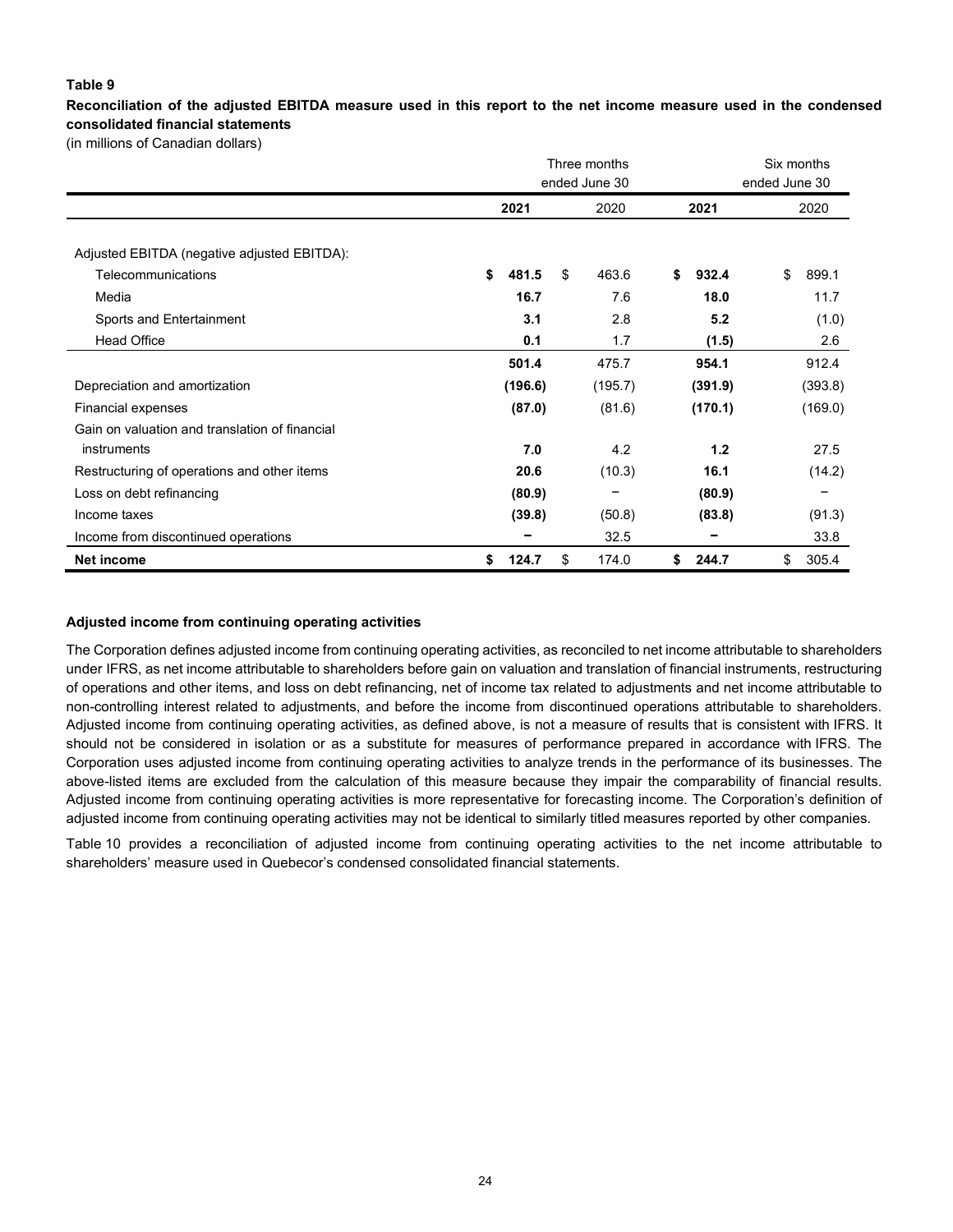**Table 9**

**Reconciliation of the adjusted EBITDA measure used in this report to the net income measure used in the condensed consolidated financial statements**

(in millions of Canadian dollars)

| | Three months ended June 30 | | Six months ended June 30 | |
|---|---|---|---|---|
| | **2021** | 2020 | **2021** | 2020 |
| Adjusted EBITDA (negative adjusted EBITDA): | | | | |
| Telecommunications | **$ 481.5** | $ 463.6 | **$ 932.4** | $ 899.1 |
| Media | **16.7** | 7.6 | **18.0** | 11.7 |
| Sports and Entertainment | **3.1** | 2.8 | **5.2** | (1.0) |
| Head Office | **0.1** | 1.7 | **(1.5)** | 2.6 |
| | **501.4** | 475.7 | **954.1** | 912.4 |
| Depreciation and amortization | **(196.6)** | (195.7) | **(391.9)** | (393.8) |
| Financial expenses | **(87.0)** | (81.6) | **(170.1)** | (169.0) |
| Gain on valuation and translation of financial instruments | **7.0** | 4.2 | **1.2** | 27.5 |
| Restructuring of operations and other items | **20.6** | (10.3) | **16.1** | (14.2) |
| Loss on debt refinancing | **(80.9)** | – | **(80.9)** | – |
| Income taxes | **(39.8)** | (50.8) | **(83.8)** | (91.3) |
| Income from discontinued operations | **–** | 32.5 | **–** | 33.8 |
| **Net income** | **$ 124.7** | $ 174.0 | **$ 244.7** | $ 305.4 |

### Adjusted income from continuing operating activities

The Corporation defines adjusted income from continuing operating activities, as reconciled to net income attributable to shareholders under IFRS, as net income attributable to shareholders before gain on valuation and translation of financial instruments, restructuring of operations and other items, and loss on debt refinancing, net of income tax related to adjustments and net income attributable to non-controlling interest related to adjustments, and before the income from discontinued operations attributable to shareholders. Adjusted income from continuing operating activities, as defined above, is not a measure of results that is consistent with IFRS. It should not be considered in isolation or as a substitute for measures of performance prepared in accordance with IFRS. The Corporation uses adjusted income from continuing operating activities to analyze trends in the performance of its businesses. The above-listed items are excluded from the calculation of this measure because they impair the comparability of financial results. Adjusted income from continuing operating activities is more representative for forecasting income. The Corporation's definition of adjusted income from continuing operating activities may not be identical to similarly titled measures reported by other companies.

Table 10 provides a reconciliation of adjusted income from continuing operating activities to the net income attributable to shareholders' measure used in Quebecor's condensed consolidated financial statements.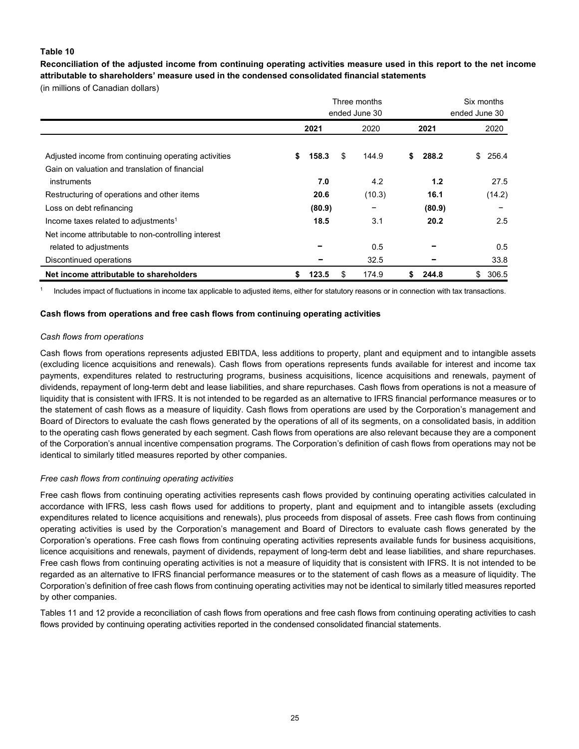**Table 10**

**Reconciliation of the adjusted income from continuing operating activities measure used in this report to the net income attributable to shareholders' measure used in the condensed consolidated financial statements**

(in millions of Canadian dollars)

| | Three months ended June 30 | | Six months ended June 30 | |
|---|---|---|---|---|
| | **2021** | 2020 | **2021** | 2020 |
| Adjusted income from continuing operating activities | **$ 158.3** | $ 144.9 | **$ 288.2** | $ 256.4 |
| Gain on valuation and translation of financial instruments | **7.0** | 4.2 | **1.2** | 27.5 |
| Restructuring of operations and other items | **20.6** | (10.3) | **16.1** | (14.2) |
| Loss on debt refinancing | **(80.9)** | – | **(80.9)** | – |
| Income taxes related to adjustments[1] | **18.5** | 3.1 | **20.2** | 2.5 |
| Net income attributable to non-controlling interest related to adjustments | **–** | 0.5 | **–** | 0.5 |
| Discontinued operations | **–** | 32.5 | **–** | 33.8 |
| **Net income attributable to shareholders** | **$ 123.5** | $ 174.9 | **$ 244.8** | $ 306.5 |

[1] Includes impact of fluctuations in income tax applicable to adjusted items, either for statutory reasons or in connection with tax transactions.

**Cash flows from operations and free cash flows from continuing operating activities**

*Cash flows from operations*

Cash flows from operations represents adjusted EBITDA, less additions to property, plant and equipment and to intangible assets (excluding licence acquisitions and renewals). Cash flows from operations represents funds available for interest and income tax payments, expenditures related to restructuring programs, business acquisitions, licence acquisitions and renewals, payment of dividends, repayment of long-term debt and lease liabilities, and share repurchases. Cash flows from operations is not a measure of liquidity that is consistent with IFRS. It is not intended to be regarded as an alternative to IFRS financial performance measures or to the statement of cash flows as a measure of liquidity. Cash flows from operations are used by the Corporation's management and Board of Directors to evaluate the cash flows generated by the operations of all of its segments, on a consolidated basis, in addition to the operating cash flows generated by each segment. Cash flows from operations are also relevant because they are a component of the Corporation's annual incentive compensation programs. The Corporation's definition of cash flows from operations may not be identical to similarly titled measures reported by other companies.

*Free cash flows from continuing operating activities*

Free cash flows from continuing operating activities represents cash flows provided by continuing operating activities calculated in accordance with IFRS, less cash flows used for additions to property, plant and equipment and to intangible assets (excluding expenditures related to licence acquisitions and renewals), plus proceeds from disposal of assets. Free cash flows from continuing operating activities is used by the Corporation's management and Board of Directors to evaluate cash flows generated by the Corporation's operations. Free cash flows from continuing operating activities represents available funds for business acquisitions, licence acquisitions and renewals, payment of dividends, repayment of long-term debt and lease liabilities, and share repurchases. Free cash flows from continuing operating activities is not a measure of liquidity that is consistent with IFRS. It is not intended to be regarded as an alternative to IFRS financial performance measures or to the statement of cash flows as a measure of liquidity. The Corporation's definition of free cash flows from continuing operating activities may not be identical to similarly titled measures reported by other companies.

Tables 11 and 12 provide a reconciliation of cash flows from operations and free cash flows from continuing operating activities to cash flows provided by continuing operating activities reported in the condensed consolidated financial statements.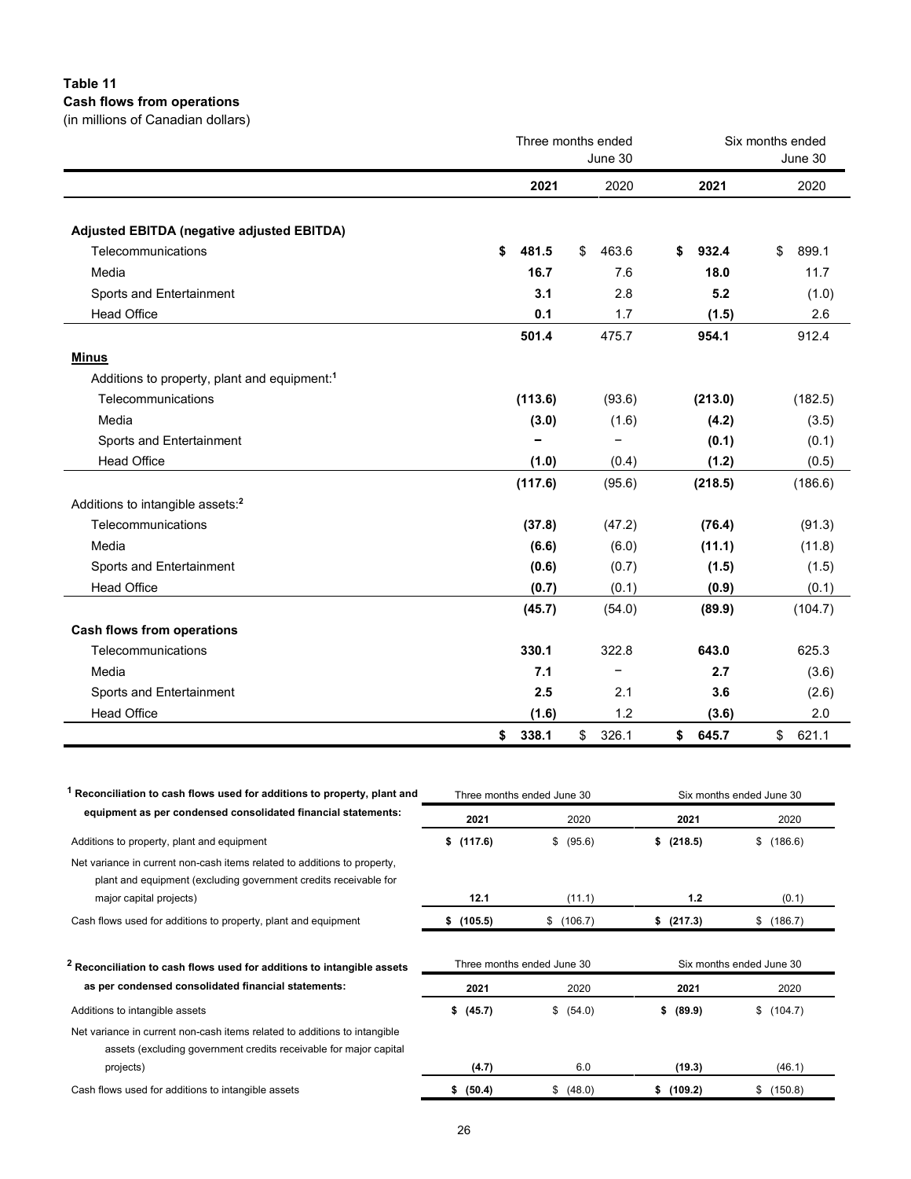**Table 11**
**Cash flows from operations**
(in millions of Canadian dollars)

| | Three months ended June 30 | | Six months ended June 30 | |
|---|---|---|---|---|
| | **2021** | 2020 | **2021** | 2020 |
| **Adjusted EBITDA (negative adjusted EBITDA)** | | | | |
| Telecommunications | **$ 481.5** | $ 463.6 | **$ 932.4** | $ 899.1 |
| Media | **16.7** | 7.6 | **18.0** | 11.7 |
| Sports and Entertainment | **3.1** | 2.8 | **5.2** | (1.0) |
| Head Office | **0.1** | 1.7 | **(1.5)** | 2.6 |
| | **501.4** | 475.7 | **954.1** | 912.4 |
| **Minus** | | | | |
| Additions to property, plant and equipment:[1] | | | | |
| Telecommunications | **(113.6)** | (93.6) | **(213.0)** | (182.5) |
| Media | **(3.0)** | (1.6) | **(4.2)** | (3.5) |
| Sports and Entertainment | **–** | – | **(0.1)** | (0.1) |
| Head Office | **(1.0)** | (0.4) | **(1.2)** | (0.5) |
| | **(117.6)** | (95.6) | **(218.5)** | (186.6) |
| Additions to intangible assets:[2] | | | | |
| Telecommunications | **(37.8)** | (47.2) | **(76.4)** | (91.3) |
| Media | **(6.6)** | (6.0) | **(11.1)** | (11.8) |
| Sports and Entertainment | **(0.6)** | (0.7) | **(1.5)** | (1.5) |
| Head Office | **(0.7)** | (0.1) | **(0.9)** | (0.1) |
| | **(45.7)** | (54.0) | **(89.9)** | (104.7) |
| **Cash flows from operations** | | | | |
| Telecommunications | **330.1** | 322.8 | **643.0** | 625.3 |
| Media | **7.1** | – | **2.7** | (3.6) |
| Sports and Entertainment | **2.5** | 2.1 | **3.6** | (2.6) |
| Head Office | **(1.6)** | 1.2 | **(3.6)** | 2.0 |
| | **$ 338.1** | $ 326.1 | **$ 645.7** | $ 621.1 |

| [1] **Reconciliation to cash flows used for additions to property, plant and equipment as per condensed consolidated financial statements:** | Three months ended June 30 | | Six months ended June 30 | |
|---|---|---|---|---|
| | **2021** | 2020 | **2021** | 2020 |
| Additions to property, plant and equipment | **$ (117.6)** | $ (95.6) | **$ (218.5)** | $ (186.6) |
| Net variance in current non-cash items related to additions to property, plant and equipment (excluding government credits receivable for major capital projects) | **12.1** | (11.1) | **1.2** | (0.1) |
| Cash flows used for additions to property, plant and equipment | **$ (105.5)** | $ (106.7) | **$ (217.3)** | $ (186.7) |

| [2] **Reconciliation to cash flows used for additions to intangible assets as per condensed consolidated financial statements:** | Three months ended June 30 | | Six months ended June 30 | |
|---|---|---|---|---|
| | **2021** | 2020 | **2021** | 2020 |
| Additions to intangible assets | **$ (45.7)** | $ (54.0) | **$ (89.9)** | $ (104.7) |
| Net variance in current non-cash items related to additions to intangible assets (excluding government credits receivable for major capital projects) | **(4.7)** | 6.0 | **(19.3)** | (46.1) |
| Cash flows used for additions to intangible assets | **$ (50.4)** | $ (48.0) | **$ (109.2)** | $ (150.8) |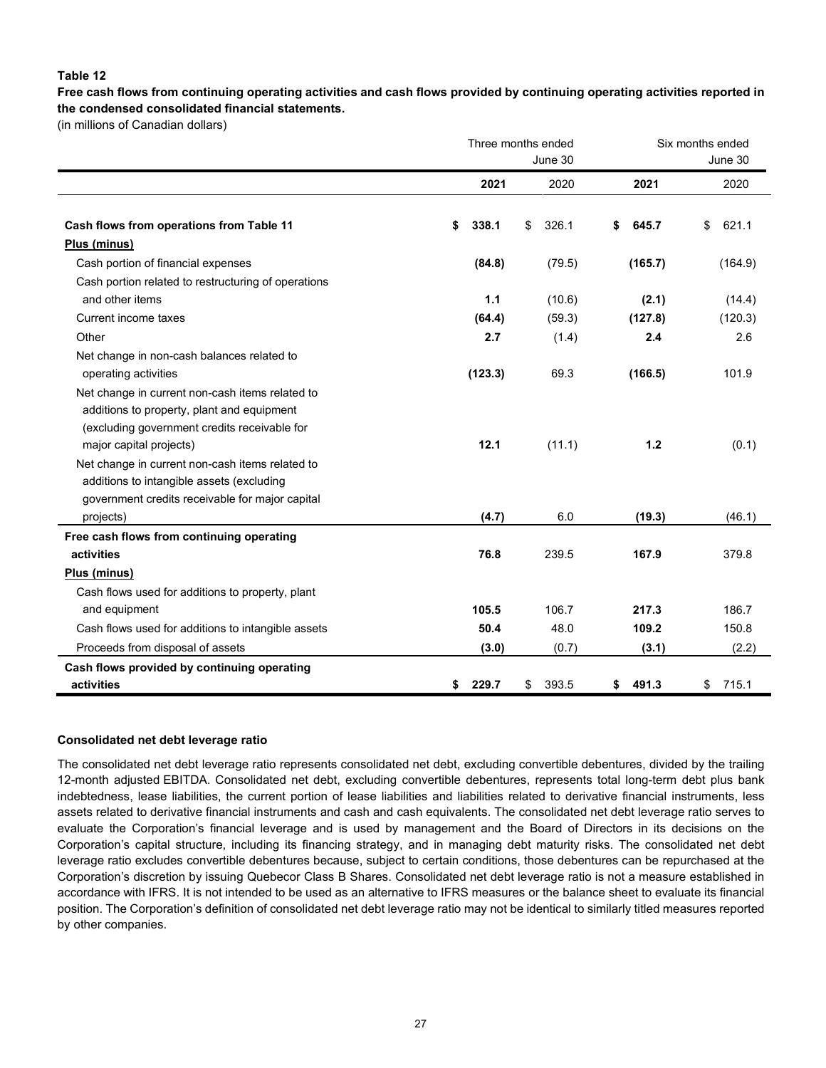**Table 12**

**Free cash flows from continuing operating activities and cash flows provided by continuing operating activities reported in the condensed consolidated financial statements.**

(in millions of Canadian dollars)

| | Three months ended June 30 | | Six months ended June 30 | |
|---|---|---|---|---|
| | **2021** | 2020 | **2021** | 2020 |
| **Cash flows from operations from Table 11** | **$ 338.1** | $ 326.1 | **$ 645.7** | $ 621.1 |
| **Plus (minus)** | | | | |
| Cash portion of financial expenses | **(84.8)** | (79.5) | **(165.7)** | (164.9) |
| Cash portion related to restructuring of operations and other items | **1.1** | (10.6) | **(2.1)** | (14.4) |
| Current income taxes | **(64.4)** | (59.3) | **(127.8)** | (120.3) |
| Other | **2.7** | (1.4) | **2.4** | 2.6 |
| Net change in non-cash balances related to operating activities | **(123.3)** | 69.3 | **(166.5)** | 101.9 |
| Net change in current non-cash items related to additions to property, plant and equipment (excluding government credits receivable for major capital projects) | **12.1** | (11.1) | **1.2** | (0.1) |
| Net change in current non-cash items related to additions to intangible assets (excluding government credits receivable for major capital projects) | **(4.7)** | 6.0 | **(19.3)** | (46.1) |
| **Free cash flows from continuing operating activities** | **76.8** | 239.5 | **167.9** | 379.8 |
| **Plus (minus)** | | | | |
| Cash flows used for additions to property, plant and equipment | **105.5** | 106.7 | **217.3** | 186.7 |
| Cash flows used for additions to intangible assets | **50.4** | 48.0 | **109.2** | 150.8 |
| Proceeds from disposal of assets | **(3.0)** | (0.7) | **(3.1)** | (2.2) |
| **Cash flows provided by continuing operating activities** | **$ 229.7** | $ 393.5 | **$ 491.3** | $ 715.1 |

**Consolidated net debt leverage ratio**

The consolidated net debt leverage ratio represents consolidated net debt, excluding convertible debentures, divided by the trailing 12-month adjusted EBITDA. Consolidated net debt, excluding convertible debentures, represents total long-term debt plus bank indebtedness, lease liabilities, the current portion of lease liabilities and liabilities related to derivative financial instruments, less assets related to derivative financial instruments and cash and cash equivalents. The consolidated net debt leverage ratio serves to evaluate the Corporation's financial leverage and is used by management and the Board of Directors in its decisions on the Corporation's capital structure, including its financing strategy, and in managing debt maturity risks. The consolidated net debt leverage ratio excludes convertible debentures because, subject to certain conditions, those debentures can be repurchased at the Corporation's discretion by issuing Quebecor Class B Shares. Consolidated net debt leverage ratio is not a measure established in accordance with IFRS. It is not intended to be used as an alternative to IFRS measures or the balance sheet to evaluate its financial position. The Corporation's definition of consolidated net debt leverage ratio may not be identical to similarly titled measures reported by other companies.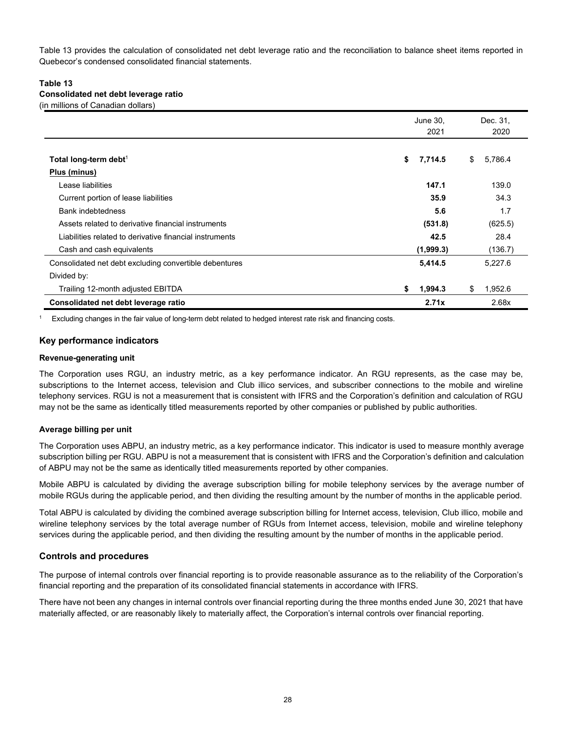Table 13 provides the calculation of consolidated net debt leverage ratio and the reconciliation to balance sheet items reported in Quebecor's condensed consolidated financial statements.

**Table 13**
**Consolidated net debt leverage ratio**
(in millions of Canadian dollars)

| | June 30, 2021 | Dec. 31, 2020 |
|---|---|---|
| **Total long-term debt**[1] | **$ 7,714.5** | $ 5,786.4 |
| **Plus (minus)** | | |
| Lease liabilities | **147.1** | 139.0 |
| Current portion of lease liabilities | **35.9** | 34.3 |
| Bank indebtedness | **5.6** | 1.7 |
| Assets related to derivative financial instruments | **(531.8)** | (625.5) |
| Liabilities related to derivative financial instruments | **42.5** | 28.4 |
| Cash and cash equivalents | **(1,999.3)** | (136.7) |
| Consolidated net debt excluding convertible debentures | **5,414.5** | 5,227.6 |
| Divided by: | | |
| Trailing 12-month adjusted EBITDA | **$ 1,994.3** | $ 1,952.6 |
| **Consolidated net debt leverage ratio** | **2.71x** | 2.68x |

[1] Excluding changes in the fair value of long-term debt related to hedged interest rate risk and financing costs.

## Key performance indicators

### Revenue-generating unit

The Corporation uses RGU, an industry metric, as a key performance indicator. An RGU represents, as the case may be, subscriptions to the Internet access, television and Club illico services, and subscriber connections to the mobile and wireline telephony services. RGU is not a measurement that is consistent with IFRS and the Corporation's definition and calculation of RGU may not be the same as identically titled measurements reported by other companies or published by public authorities.

### Average billing per unit

The Corporation uses ABPU, an industry metric, as a key performance indicator. This indicator is used to measure monthly average subscription billing per RGU. ABPU is not a measurement that is consistent with IFRS and the Corporation's definition and calculation of ABPU may not be the same as identically titled measurements reported by other companies.

Mobile ABPU is calculated by dividing the average subscription billing for mobile telephony services by the average number of mobile RGUs during the applicable period, and then dividing the resulting amount by the number of months in the applicable period.

Total ABPU is calculated by dividing the combined average subscription billing for Internet access, television, Club illico, mobile and wireline telephony services by the total average number of RGUs from Internet access, television, mobile and wireline telephony services during the applicable period, and then dividing the resulting amount by the number of months in the applicable period.

## Controls and procedures

The purpose of internal controls over financial reporting is to provide reasonable assurance as to the reliability of the Corporation's financial reporting and the preparation of its consolidated financial statements in accordance with IFRS.

There have not been any changes in internal controls over financial reporting during the three months ended June 30, 2021 that have materially affected, or are reasonably likely to materially affect, the Corporation's internal controls over financial reporting.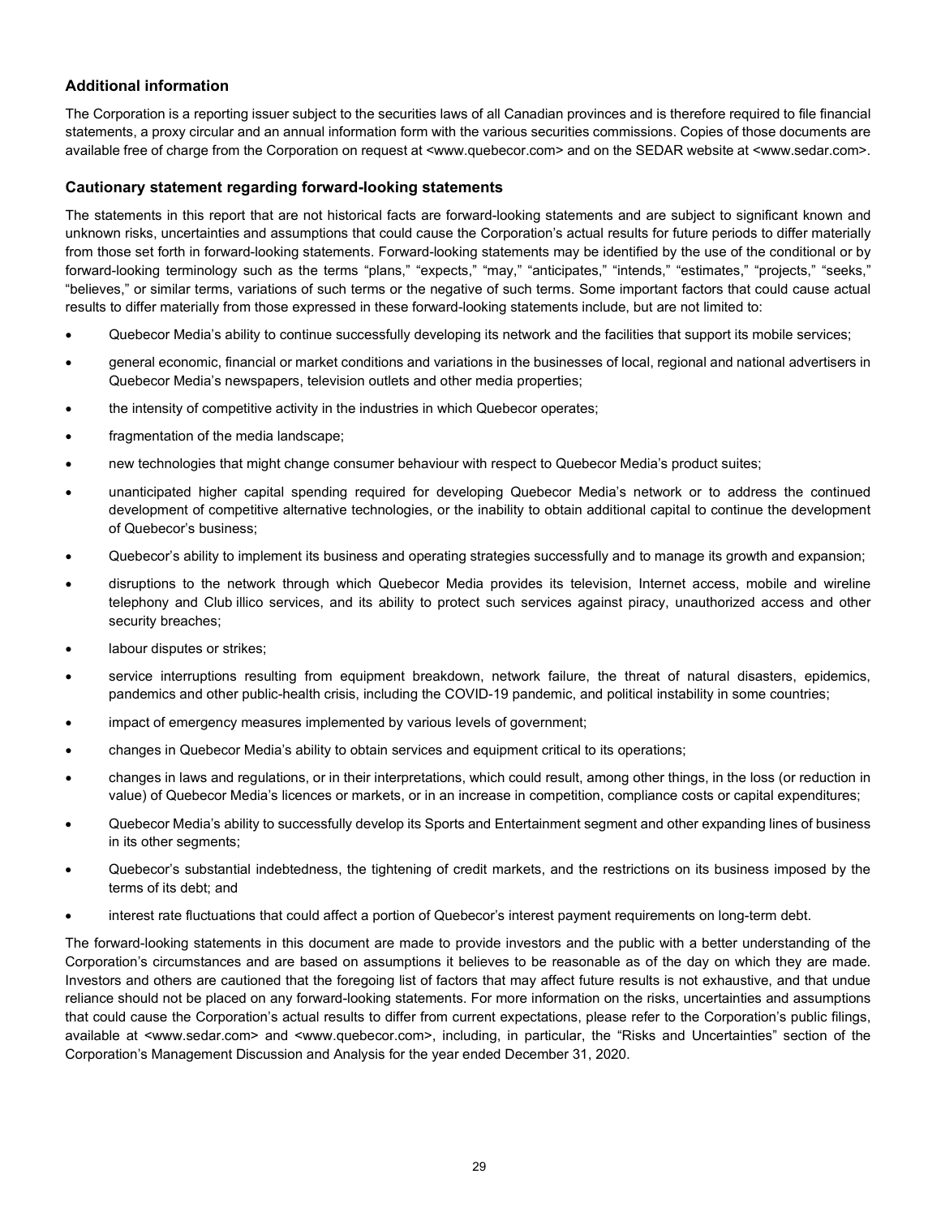### Additional information

The Corporation is a reporting issuer subject to the securities laws of all Canadian provinces and is therefore required to file financial statements, a proxy circular and an annual information form with the various securities commissions. Copies of those documents are available free of charge from the Corporation on request at <www.quebecor.com> and on the SEDAR website at <www.sedar.com>.

### Cautionary statement regarding forward-looking statements

The statements in this report that are not historical facts are forward-looking statements and are subject to significant known and unknown risks, uncertainties and assumptions that could cause the Corporation's actual results for future periods to differ materially from those set forth in forward-looking statements. Forward-looking statements may be identified by the use of the conditional or by forward-looking terminology such as the terms "plans," "expects," "may," "anticipates," "intends," "estimates," "projects," "seeks," "believes," or similar terms, variations of such terms or the negative of such terms. Some important factors that could cause actual results to differ materially from those expressed in these forward-looking statements include, but are not limited to:

- Quebecor Media's ability to continue successfully developing its network and the facilities that support its mobile services;
- general economic, financial or market conditions and variations in the businesses of local, regional and national advertisers in Quebecor Media's newspapers, television outlets and other media properties;
- the intensity of competitive activity in the industries in which Quebecor operates;
- fragmentation of the media landscape;
- new technologies that might change consumer behaviour with respect to Quebecor Media's product suites;
- unanticipated higher capital spending required for developing Quebecor Media's network or to address the continued development of competitive alternative technologies, or the inability to obtain additional capital to continue the development of Quebecor's business;
- Quebecor's ability to implement its business and operating strategies successfully and to manage its growth and expansion;
- disruptions to the network through which Quebecor Media provides its television, Internet access, mobile and wireline telephony and Club illico services, and its ability to protect such services against piracy, unauthorized access and other security breaches;
- labour disputes or strikes;
- service interruptions resulting from equipment breakdown, network failure, the threat of natural disasters, epidemics, pandemics and other public-health crisis, including the COVID-19 pandemic, and political instability in some countries;
- impact of emergency measures implemented by various levels of government;
- changes in Quebecor Media's ability to obtain services and equipment critical to its operations;
- changes in laws and regulations, or in their interpretations, which could result, among other things, in the loss (or reduction in value) of Quebecor Media's licences or markets, or in an increase in competition, compliance costs or capital expenditures;
- Quebecor Media's ability to successfully develop its Sports and Entertainment segment and other expanding lines of business in its other segments;
- Quebecor's substantial indebtedness, the tightening of credit markets, and the restrictions on its business imposed by the terms of its debt; and
- interest rate fluctuations that could affect a portion of Quebecor's interest payment requirements on long-term debt.

The forward-looking statements in this document are made to provide investors and the public with a better understanding of the Corporation's circumstances and are based on assumptions it believes to be reasonable as of the day on which they are made. Investors and others are cautioned that the foregoing list of factors that may affect future results is not exhaustive, and that undue reliance should not be placed on any forward-looking statements. For more information on the risks, uncertainties and assumptions that could cause the Corporation's actual results to differ from current expectations, please refer to the Corporation's public filings, available at <www.sedar.com> and <www.quebecor.com>, including, in particular, the "Risks and Uncertainties" section of the Corporation's Management Discussion and Analysis for the year ended December 31, 2020.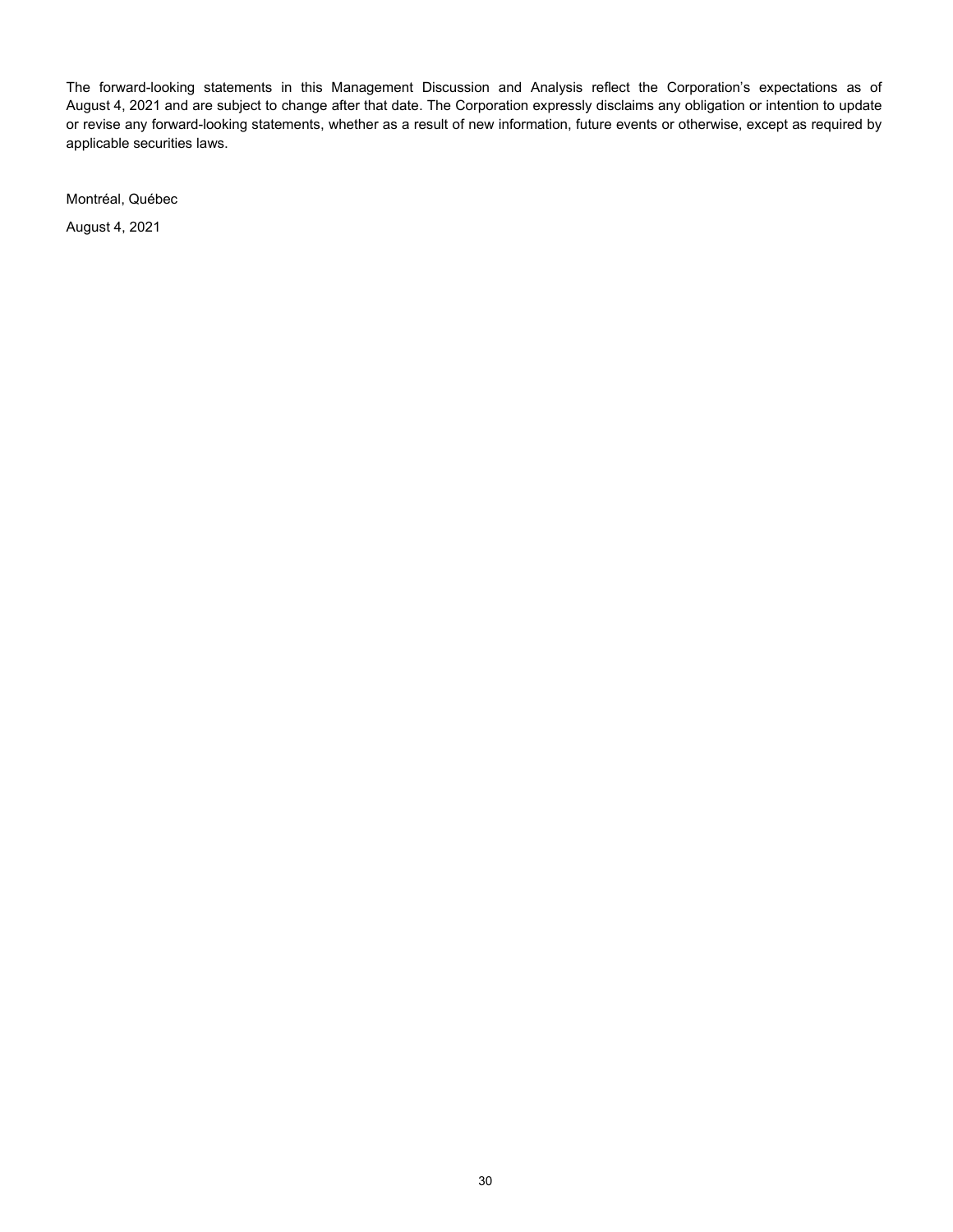The forward-looking statements in this Management Discussion and Analysis reflect the Corporation's expectations as of August 4, 2021 and are subject to change after that date. The Corporation expressly disclaims any obligation or intention to update or revise any forward-looking statements, whether as a result of new information, future events or otherwise, except as required by applicable securities laws.

Montréal, Québec

August 4, 2021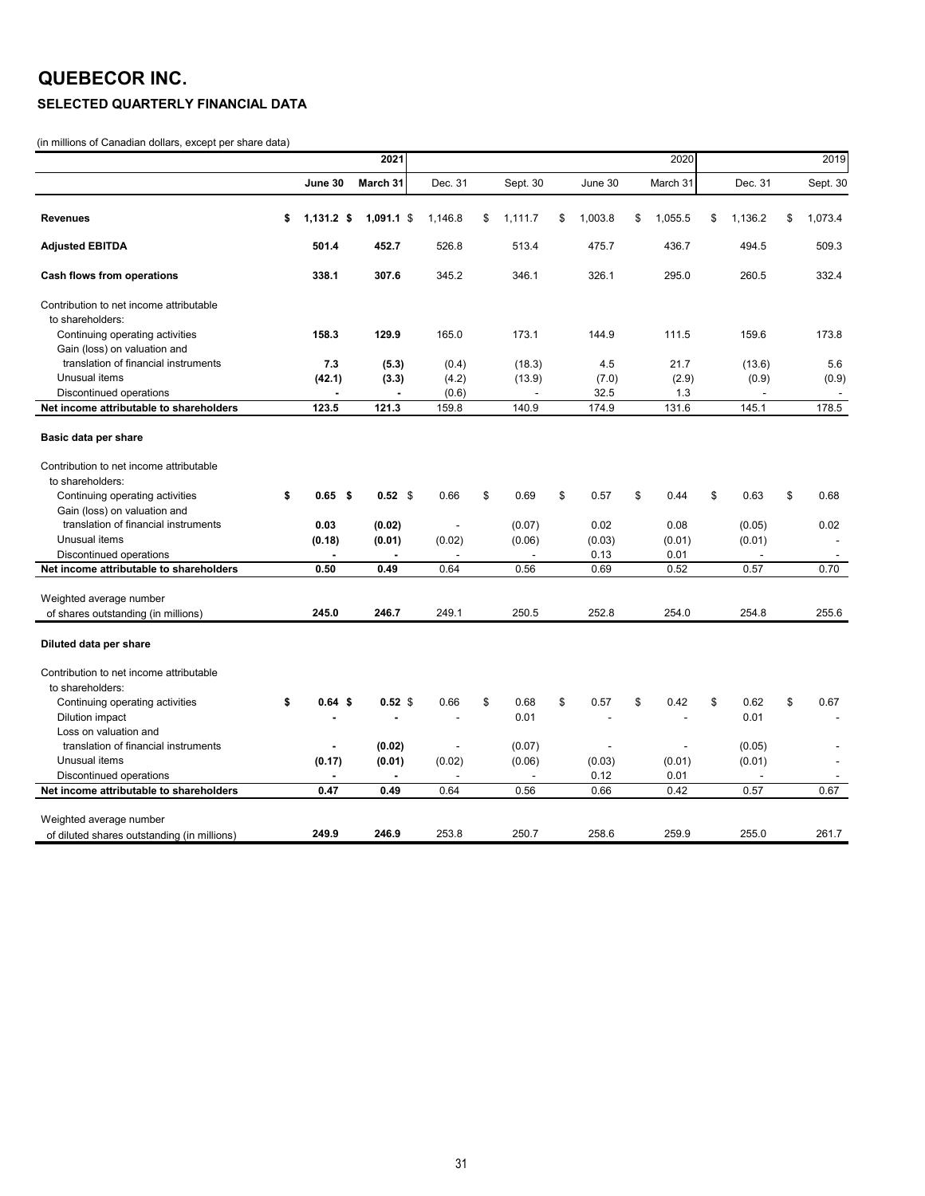# QUEBECOR INC.

### SELECTED QUARTERLY FINANCIAL DATA

(in millions of Canadian dollars, except per share data)

| | 2021 | | 2020 | | | | 2019 | |
|---|---|---|---|---|---|---|---|---|
| | **June 30** | **March 31** | Dec. 31 | Sept. 30 | June 30 | March 31 | Dec. 31 | Sept. 30 |
| **Revenues** | **$ 1,131.2** | **$ 1,091.1** | $ 1,146.8 | $ 1,111.7 | $ 1,003.8 | $ 1,055.5 | $ 1,136.2 | $ 1,073.4 |
| **Adjusted EBITDA** | **501.4** | **452.7** | 526.8 | 513.4 | 475.7 | 436.7 | 494.5 | 509.3 |
| **Cash flows from operations** | **338.1** | **307.6** | 345.2 | 346.1 | 326.1 | 295.0 | 260.5 | 332.4 |
| Contribution to net income attributable to shareholders: | | | | | | | | |
| Continuing operating activities | **158.3** | **129.9** | 165.0 | 173.1 | 144.9 | 111.5 | 159.6 | 173.8 |
| Gain (loss) on valuation and translation of financial instruments | **7.3** | **(5.3)** | (0.4) | (18.3) | 4.5 | 21.7 | (13.6) | 5.6 |
| Unusual items | **(42.1)** | **(3.3)** | (4.2) | (13.9) | (7.0) | (2.9) | (0.9) | (0.9) |
| Discontinued operations | **-** | **-** | (0.6) | - | 32.5 | 1.3 | - | - |
| **Net income attributable to shareholders** | **123.5** | **121.3** | 159.8 | 140.9 | 174.9 | 131.6 | 145.1 | 178.5 |
| **Basic data per share** | | | | | | | | |
| Contribution to net income attributable to shareholders: | | | | | | | | |
| Continuing operating activities | **$ 0.65** | **$ 0.52** | $ 0.66 | $ 0.69 | $ 0.57 | $ 0.44 | $ 0.63 | $ 0.68 |
| Gain (loss) on valuation and translation of financial instruments | **0.03** | **(0.02)** | - | (0.07) | 0.02 | 0.08 | (0.05) | 0.02 |
| Unusual items | **(0.18)** | **(0.01)** | (0.02) | (0.06) | (0.03) | (0.01) | (0.01) | - |
| Discontinued operations | **-** | **-** | - | - | 0.13 | 0.01 | - | - |
| **Net income attributable to shareholders** | **0.50** | **0.49** | 0.64 | 0.56 | 0.69 | 0.52 | 0.57 | 0.70 |
| Weighted average number of shares outstanding (in millions) | **245.0** | **246.7** | 249.1 | 250.5 | 252.8 | 254.0 | 254.8 | 255.6 |
| **Diluted data per share** | | | | | | | | |
| Contribution to net income attributable to shareholders: | | | | | | | | |
| Continuing operating activities | **$ 0.64** | **$ 0.52** | $ 0.66 | $ 0.68 | $ 0.57 | $ 0.42 | $ 0.62 | $ 0.67 |
| Dilution impact | **-** | **-** | - | 0.01 | - | - | 0.01 | - |
| Loss on valuation and translation of financial instruments | **-** | **(0.02)** | - | (0.07) | - | - | (0.05) | - |
| Unusual items | **(0.17)** | **(0.01)** | (0.02) | (0.06) | (0.03) | (0.01) | (0.01) | - |
| Discontinued operations | **-** | **-** | - | - | 0.12 | 0.01 | - | - |
| **Net income attributable to shareholders** | **0.47** | **0.49** | 0.64 | 0.56 | 0.66 | 0.42 | 0.57 | 0.67 |
| Weighted average number of diluted shares outstanding (in millions) | **249.9** | **246.9** | 253.8 | 250.7 | 258.6 | 259.9 | 255.0 | 261.7 |